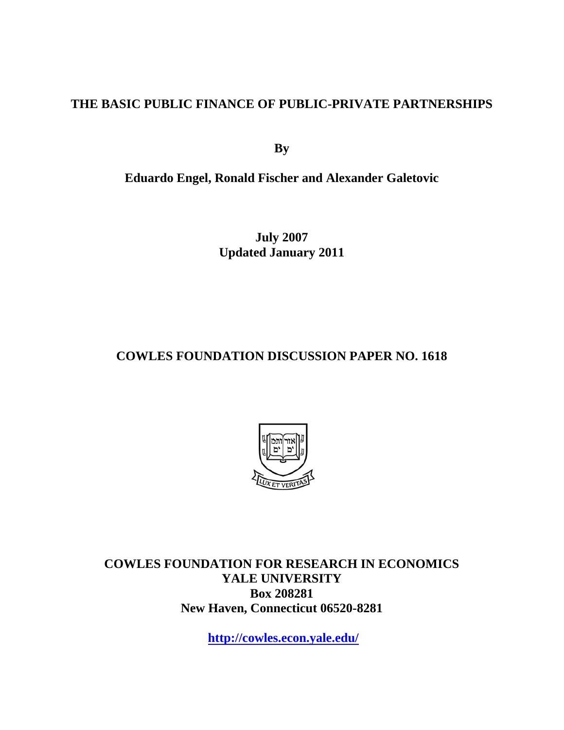# THE BASIC PUBLIC FINANCE OF PUBLIC-PRIVATE PARTNERSHIPS

**By**

**Eduardo Engel, Ronald Fischer and Alexander Galetovic**

**July 2007**
**Updated January 2011**

**COWLES FOUNDATION DISCUSSION PAPER NO. 1618**

**COWLES FOUNDATION FOR RESEARCH IN ECONOMICS**
**YALE UNIVERSITY**
**Box 208281**
**New Haven, Connecticut 06520-8281**

**http://cowles.econ.yale.edu/**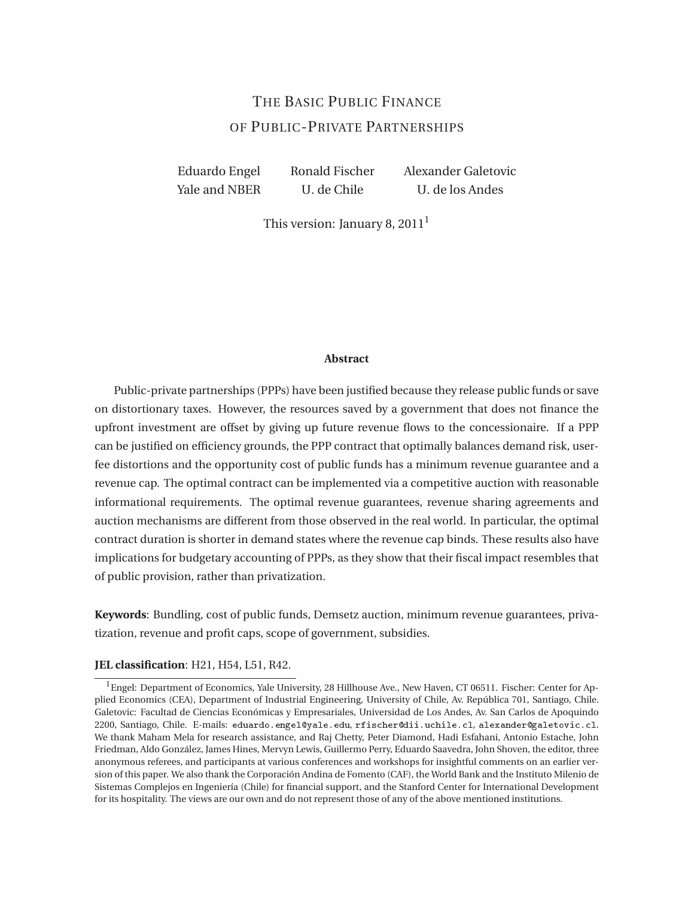# The Basic Public Finance of Public-Private Partnerships

Eduardo Engel
Yale and NBER

Ronald Fischer
U. de Chile

Alexander Galetovic
U. de los Andes

This version: January 8, 2011[1]

**Abstract**

Public-private partnerships (PPPs) have been justified because they release public funds or save on distortionary taxes. However, the resources saved by a government that does not finance the upfront investment are offset by giving up future revenue flows to the concessionaire. If a PPP can be justified on efficiency grounds, the PPP contract that optimally balances demand risk, user-fee distortions and the opportunity cost of public funds has a minimum revenue guarantee and a revenue cap. The optimal contract can be implemented via a competitive auction with reasonable informational requirements. The optimal revenue guarantees, revenue sharing agreements and auction mechanisms are different from those observed in the real world. In particular, the optimal contract duration is shorter in demand states where the revenue cap binds. These results also have implications for budgetary accounting of PPPs, as they show that their fiscal impact resembles that of public provision, rather than privatization.

**Keywords**: Bundling, cost of public funds, Demsetz auction, minimum revenue guarantees, privatization, revenue and profit caps, scope of government, subsidies.

**JEL classification**: H21, H54, L51, R42.

[1] Engel: Department of Economics, Yale University, 28 Hillhouse Ave., New Haven, CT 06511. Fischer: Center for Applied Economics (CEA), Department of Industrial Engineering, University of Chile, Av. República 701, Santiago, Chile. Galetovic: Facultad de Ciencias Económicas y Empresariales, Universidad de Los Andes, Av. San Carlos de Apoquindo 2200, Santiago, Chile. E-mails: eduardo.engel@yale.edu, rfischer@dii.uchile.cl, alexander@galetovic.cl. We thank Maham Mela for research assistance, and Raj Chetty, Peter Diamond, Hadi Esfahani, Antonio Estache, John Friedman, Aldo González, James Hines, Mervyn Lewis, Guillermo Perry, Eduardo Saavedra, John Shoven, the editor, three anonymous referees, and participants at various conferences and workshops for insightful comments on an earlier version of this paper. We also thank the Corporación Andina de Fomento (CAF), the World Bank and the Instituto Milenio de Sistemas Complejos en Ingeniería (Chile) for financial support, and the Stanford Center for International Development for its hospitality. The views are our own and do not represent those of any of the above mentioned institutions.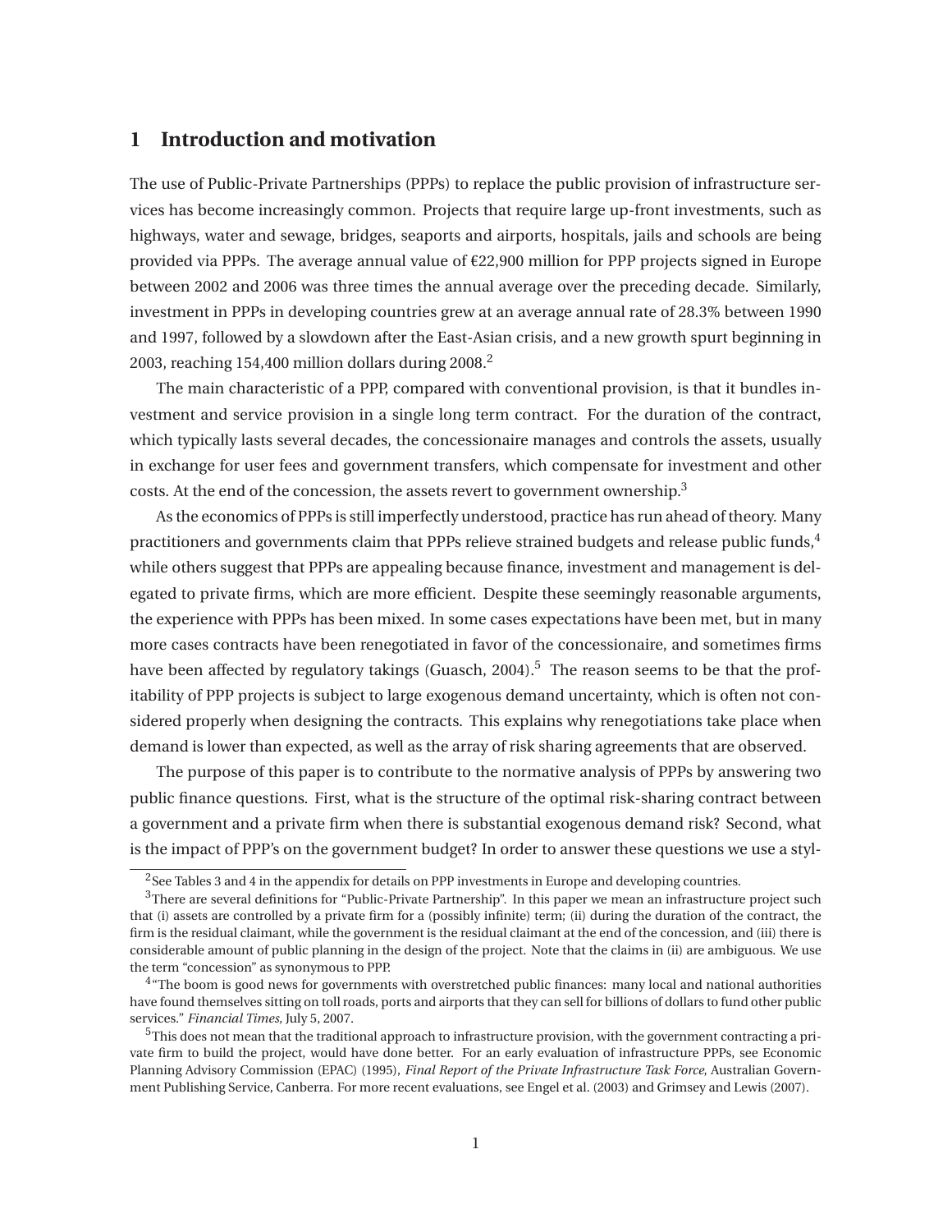# 1 Introduction and motivation

The use of Public-Private Partnerships (PPPs) to replace the public provision of infrastructure services has become increasingly common. Projects that require large up-front investments, such as highways, water and sewage, bridges, seaports and airports, hospitals, jails and schools are being provided via PPPs. The average annual value of €22,900 million for PPP projects signed in Europe between 2002 and 2006 was three times the annual average over the preceding decade. Similarly, investment in PPPs in developing countries grew at an average annual rate of 28.3% between 1990 and 1997, followed by a slowdown after the East-Asian crisis, and a new growth spurt beginning in 2003, reaching 154,400 million dollars during 2008.[2]

The main characteristic of a PPP, compared with conventional provision, is that it bundles investment and service provision in a single long term contract. For the duration of the contract, which typically lasts several decades, the concessionaire manages and controls the assets, usually in exchange for user fees and government transfers, which compensate for investment and other costs. At the end of the concession, the assets revert to government ownership.[3]

As the economics of PPPs is still imperfectly understood, practice has run ahead of theory. Many practitioners and governments claim that PPPs relieve strained budgets and release public funds,[4] while others suggest that PPPs are appealing because finance, investment and management is delegated to private firms, which are more efficient. Despite these seemingly reasonable arguments, the experience with PPPs has been mixed. In some cases expectations have been met, but in many more cases contracts have been renegotiated in favor of the concessionaire, and sometimes firms have been affected by regulatory takings (Guasch, 2004).[5] The reason seems to be that the profitability of PPP projects is subject to large exogenous demand uncertainty, which is often not considered properly when designing the contracts. This explains why renegotiations take place when demand is lower than expected, as well as the array of risk sharing agreements that are observed.

The purpose of this paper is to contribute to the normative analysis of PPPs by answering two public finance questions. First, what is the structure of the optimal risk-sharing contract between a government and a private firm when there is substantial exogenous demand risk? Second, what is the impact of PPP's on the government budget? In order to answer these questions we use a styl-

[2] See Tables 3 and 4 in the appendix for details on PPP investments in Europe and developing countries.

[3] There are several definitions for "Public-Private Partnership". In this paper we mean an infrastructure project such that (i) assets are controlled by a private firm for a (possibly infinite) term; (ii) during the duration of the contract, the firm is the residual claimant, while the government is the residual claimant at the end of the concession, and (iii) there is considerable amount of public planning in the design of the project. Note that the claims in (ii) are ambiguous. We use the term "concession" as synonymous to PPP.

[4] "The boom is good news for governments with overstretched public finances: many local and national authorities have found themselves sitting on toll roads, ports and airports that they can sell for billions of dollars to fund other public services." *Financial Times*, July 5, 2007.

[5] This does not mean that the traditional approach to infrastructure provision, with the government contracting a private firm to build the project, would have done better. For an early evaluation of infrastructure PPPs, see Economic Planning Advisory Commission (EPAC) (1995), *Final Report of the Private Infrastructure Task Force*, Australian Government Publishing Service, Canberra. For more recent evaluations, see Engel et al. (2003) and Grimsey and Lewis (2007).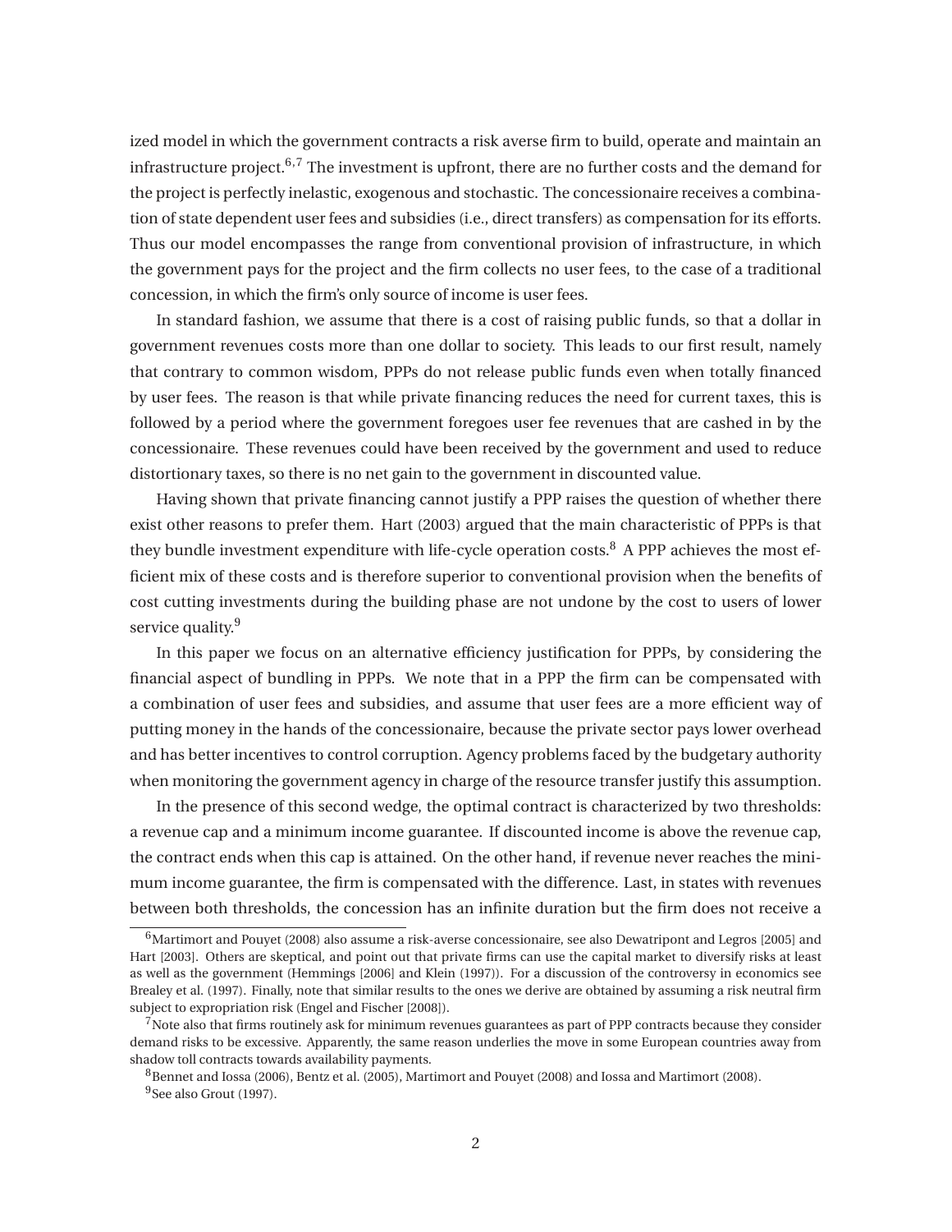ized model in which the government contracts a risk averse firm to build, operate and maintain an infrastructure project.[6,7] The investment is upfront, there are no further costs and the demand for the project is perfectly inelastic, exogenous and stochastic. The concessionaire receives a combination of state dependent user fees and subsidies (i.e., direct transfers) as compensation for its efforts. Thus our model encompasses the range from conventional provision of infrastructure, in which the government pays for the project and the firm collects no user fees, to the case of a traditional concession, in which the firm's only source of income is user fees.

In standard fashion, we assume that there is a cost of raising public funds, so that a dollar in government revenues costs more than one dollar to society. This leads to our first result, namely that contrary to common wisdom, PPPs do not release public funds even when totally financed by user fees. The reason is that while private financing reduces the need for current taxes, this is followed by a period where the government foregoes user fee revenues that are cashed in by the concessionaire. These revenues could have been received by the government and used to reduce distortionary taxes, so there is no net gain to the government in discounted value.

Having shown that private financing cannot justify a PPP raises the question of whether there exist other reasons to prefer them. Hart (2003) argued that the main characteristic of PPPs is that they bundle investment expenditure with life-cycle operation costs.[8] A PPP achieves the most efficient mix of these costs and is therefore superior to conventional provision when the benefits of cost cutting investments during the building phase are not undone by the cost to users of lower service quality.[9]

In this paper we focus on an alternative efficiency justification for PPPs, by considering the financial aspect of bundling in PPPs. We note that in a PPP the firm can be compensated with a combination of user fees and subsidies, and assume that user fees are a more efficient way of putting money in the hands of the concessionaire, because the private sector pays lower overhead and has better incentives to control corruption. Agency problems faced by the budgetary authority when monitoring the government agency in charge of the resource transfer justify this assumption.

In the presence of this second wedge, the optimal contract is characterized by two thresholds: a revenue cap and a minimum income guarantee. If discounted income is above the revenue cap, the contract ends when this cap is attained. On the other hand, if revenue never reaches the minimum income guarantee, the firm is compensated with the difference. Last, in states with revenues between both thresholds, the concession has an infinite duration but the firm does not receive a

[6] Martimort and Pouyet (2008) also assume a risk-averse concessionaire, see also Dewatripont and Legros [2005] and Hart [2003]. Others are skeptical, and point out that private firms can use the capital market to diversify risks at least as well as the government (Hemmings [2006] and Klein (1997)). For a discussion of the controversy in economics see Brealey et al. (1997). Finally, note that similar results to the ones we derive are obtained by assuming a risk neutral firm subject to expropriation risk (Engel and Fischer [2008]).

[7] Note also that firms routinely ask for minimum revenues guarantees as part of PPP contracts because they consider demand risks to be excessive. Apparently, the same reason underlies the move in some European countries away from shadow toll contracts towards availability payments.

[8] Bennet and Iossa (2006), Bentz et al. (2005), Martimort and Pouyet (2008) and Iossa and Martimort (2008).

[9] See also Grout (1997).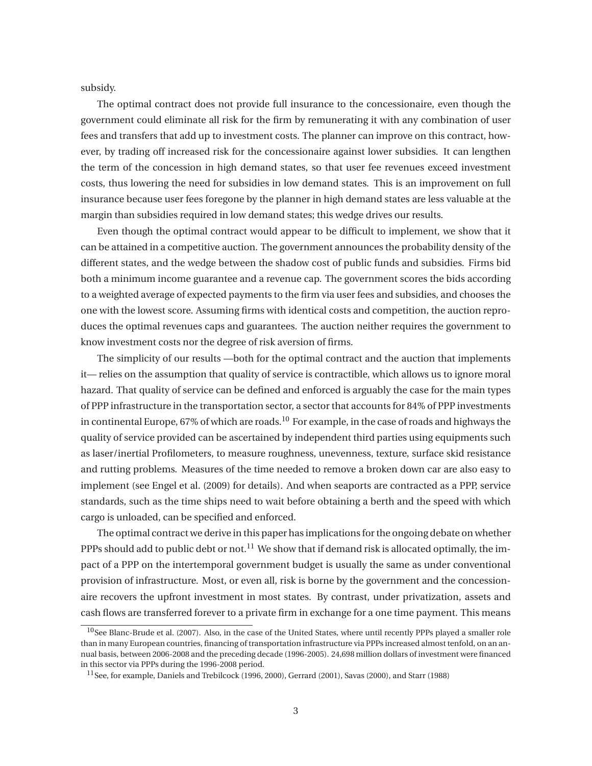subsidy.

The optimal contract does not provide full insurance to the concessionaire, even though the government could eliminate all risk for the firm by remunerating it with any combination of user fees and transfers that add up to investment costs. The planner can improve on this contract, however, by trading off increased risk for the concessionaire against lower subsidies. It can lengthen the term of the concession in high demand states, so that user fee revenues exceed investment costs, thus lowering the need for subsidies in low demand states. This is an improvement on full insurance because user fees foregone by the planner in high demand states are less valuable at the margin than subsidies required in low demand states; this wedge drives our results.

Even though the optimal contract would appear to be difficult to implement, we show that it can be attained in a competitive auction. The government announces the probability density of the different states, and the wedge between the shadow cost of public funds and subsidies. Firms bid both a minimum income guarantee and a revenue cap. The government scores the bids according to a weighted average of expected payments to the firm via user fees and subsidies, and chooses the one with the lowest score. Assuming firms with identical costs and competition, the auction reproduces the optimal revenues caps and guarantees. The auction neither requires the government to know investment costs nor the degree of risk aversion of firms.

The simplicity of our results —both for the optimal contract and the auction that implements it— relies on the assumption that quality of service is contractible, which allows us to ignore moral hazard. That quality of service can be defined and enforced is arguably the case for the main types of PPP infrastructure in the transportation sector, a sector that accounts for 84% of PPP investments in continental Europe, 67% of which are roads.[10] For example, in the case of roads and highways the quality of service provided can be ascertained by independent third parties using equipments such as laser/inertial Profilometers, to measure roughness, unevenness, texture, surface skid resistance and rutting problems. Measures of the time needed to remove a broken down car are also easy to implement (see Engel et al. (2009) for details). And when seaports are contracted as a PPP, service standards, such as the time ships need to wait before obtaining a berth and the speed with which cargo is unloaded, can be specified and enforced.

The optimal contract we derive in this paper has implications for the ongoing debate on whether PPPs should add to public debt or not.[11] We show that if demand risk is allocated optimally, the impact of a PPP on the intertemporal government budget is usually the same as under conventional provision of infrastructure. Most, or even all, risk is borne by the government and the concessionaire recovers the upfront investment in most states. By contrast, under privatization, assets and cash flows are transferred forever to a private firm in exchange for a one time payment. This means

[10] See Blanc-Brude et al. (2007). Also, in the case of the United States, where until recently PPPs played a smaller role than in many European countries, financing of transportation infrastructure via PPPs increased almost tenfold, on an annual basis, between 2006-2008 and the preceding decade (1996-2005). 24,698 million dollars of investment were financed in this sector via PPPs during the 1996-2008 period.

[11] See, for example, Daniels and Trebilcock (1996, 2000), Gerrard (2001), Savas (2000), and Starr (1988)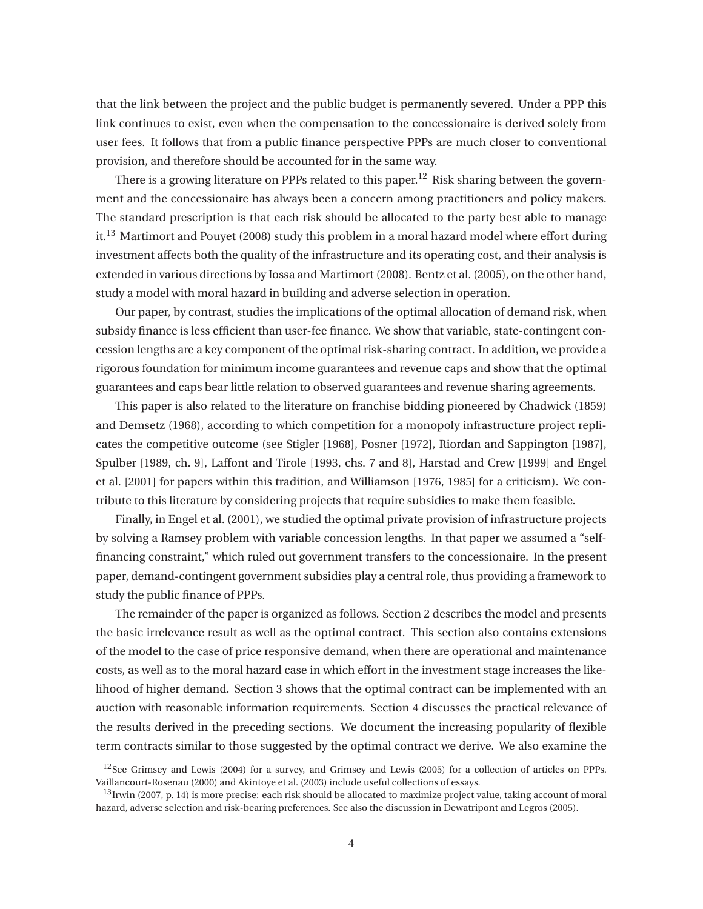that the link between the project and the public budget is permanently severed. Under a PPP this link continues to exist, even when the compensation to the concessionaire is derived solely from user fees. It follows that from a public finance perspective PPPs are much closer to conventional provision, and therefore should be accounted for in the same way.

There is a growing literature on PPPs related to this paper.[12] Risk sharing between the government and the concessionaire has always been a concern among practitioners and policy makers. The standard prescription is that each risk should be allocated to the party best able to manage it.[13] Martimort and Pouyet (2008) study this problem in a moral hazard model where effort during investment affects both the quality of the infrastructure and its operating cost, and their analysis is extended in various directions by Iossa and Martimort (2008). Bentz et al. (2005), on the other hand, study a model with moral hazard in building and adverse selection in operation.

Our paper, by contrast, studies the implications of the optimal allocation of demand risk, when subsidy finance is less efficient than user-fee finance. We show that variable, state-contingent concession lengths are a key component of the optimal risk-sharing contract. In addition, we provide a rigorous foundation for minimum income guarantees and revenue caps and show that the optimal guarantees and caps bear little relation to observed guarantees and revenue sharing agreements.

This paper is also related to the literature on franchise bidding pioneered by Chadwick (1859) and Demsetz (1968), according to which competition for a monopoly infrastructure project replicates the competitive outcome (see Stigler [1968], Posner [1972], Riordan and Sappington [1987], Spulber [1989, ch. 9], Laffont and Tirole [1993, chs. 7 and 8], Harstad and Crew [1999] and Engel et al. [2001] for papers within this tradition, and Williamson [1976, 1985] for a criticism). We contribute to this literature by considering projects that require subsidies to make them feasible.

Finally, in Engel et al. (2001), we studied the optimal private provision of infrastructure projects by solving a Ramsey problem with variable concession lengths. In that paper we assumed a "self-financing constraint," which ruled out government transfers to the concessionaire. In the present paper, demand-contingent government subsidies play a central role, thus providing a framework to study the public finance of PPPs.

The remainder of the paper is organized as follows. Section 2 describes the model and presents the basic irrelevance result as well as the optimal contract. This section also contains extensions of the model to the case of price responsive demand, when there are operational and maintenance costs, as well as to the moral hazard case in which effort in the investment stage increases the likelihood of higher demand. Section 3 shows that the optimal contract can be implemented with an auction with reasonable information requirements. Section 4 discusses the practical relevance of the results derived in the preceding sections. We document the increasing popularity of flexible term contracts similar to those suggested by the optimal contract we derive. We also examine the

[12] See Grimsey and Lewis (2004) for a survey, and Grimsey and Lewis (2005) for a collection of articles on PPPs. Vaillancourt-Rosenau (2000) and Akintoye et al. (2003) include useful collections of essays.

[13] Irwin (2007, p. 14) is more precise: each risk should be allocated to maximize project value, taking account of moral hazard, adverse selection and risk-bearing preferences. See also the discussion in Dewatripont and Legros (2005).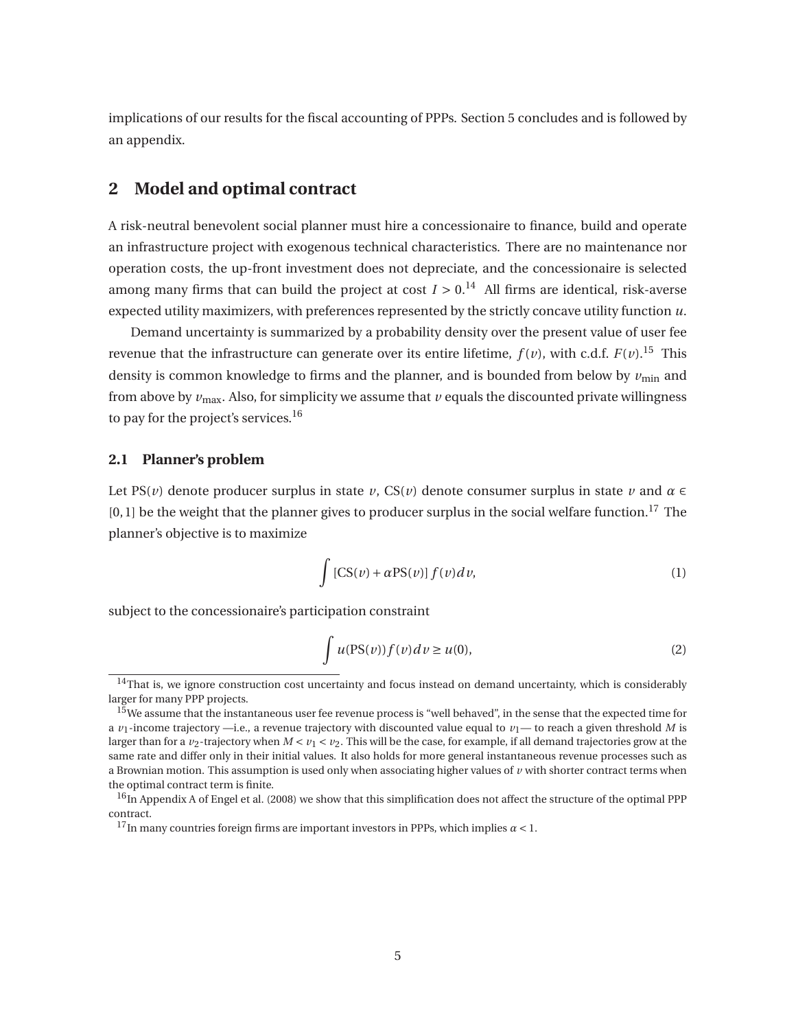implications of our results for the fiscal accounting of PPPs. Section 5 concludes and is followed by an appendix.

## 2 Model and optimal contract

A risk-neutral benevolent social planner must hire a concessionaire to finance, build and operate an infrastructure project with exogenous technical characteristics. There are no maintenance nor operation costs, the up-front investment does not depreciate, and the concessionaire is selected among many firms that can build the project at cost $I > 0$.[14] All firms are identical, risk-averse expected utility maximizers, with preferences represented by the strictly concave utility function $u$.

Demand uncertainty is summarized by a probability density over the present value of user fee revenue that the infrastructure can generate over its entire lifetime, $f(v)$, with c.d.f. $F(v)$.[15] This density is common knowledge to firms and the planner, and is bounded from below by $v_{\min}$ and from above by $v_{\max}$. Also, for simplicity we assume that $v$ equals the discounted private willingness to pay for the project's services.[16]

### 2.1 Planner's problem

Let $\text{PS}(v)$ denote producer surplus in state $v$, $\text{CS}(v)$ denote consumer surplus in state $v$ and $\alpha \in [0,1]$ be the weight that the planner gives to producer surplus in the social welfare function.[17] The planner's objective is to maximize

$$\int [\text{CS}(v) + \alpha \text{PS}(v)]\, f(v)\, dv, \tag{1}$$

subject to the concessionaire's participation constraint

$$\int u(\text{PS}(v))\, f(v)\, dv \geq u(0), \tag{2}$$

[14] That is, we ignore construction cost uncertainty and focus instead on demand uncertainty, which is considerably larger for many PPP projects.

[15] We assume that the instantaneous user fee revenue process is "well behaved", in the sense that the expected time for a $v_1$-income trajectory —i.e., a revenue trajectory with discounted value equal to $v_1$— to reach a given threshold $M$ is larger than for a $v_2$-trajectory when $M < v_1 < v_2$. This will be the case, for example, if all demand trajectories grow at the same rate and differ only in their initial values. It also holds for more general instantaneous revenue processes such as a Brownian motion. This assumption is used only when associating higher values of $v$ with shorter contract terms when the optimal contract term is finite.

[16] In Appendix A of Engel et al. (2008) we show that this simplification does not affect the structure of the optimal PPP contract.

[17] In many countries foreign firms are important investors in PPPs, which implies $\alpha < 1$.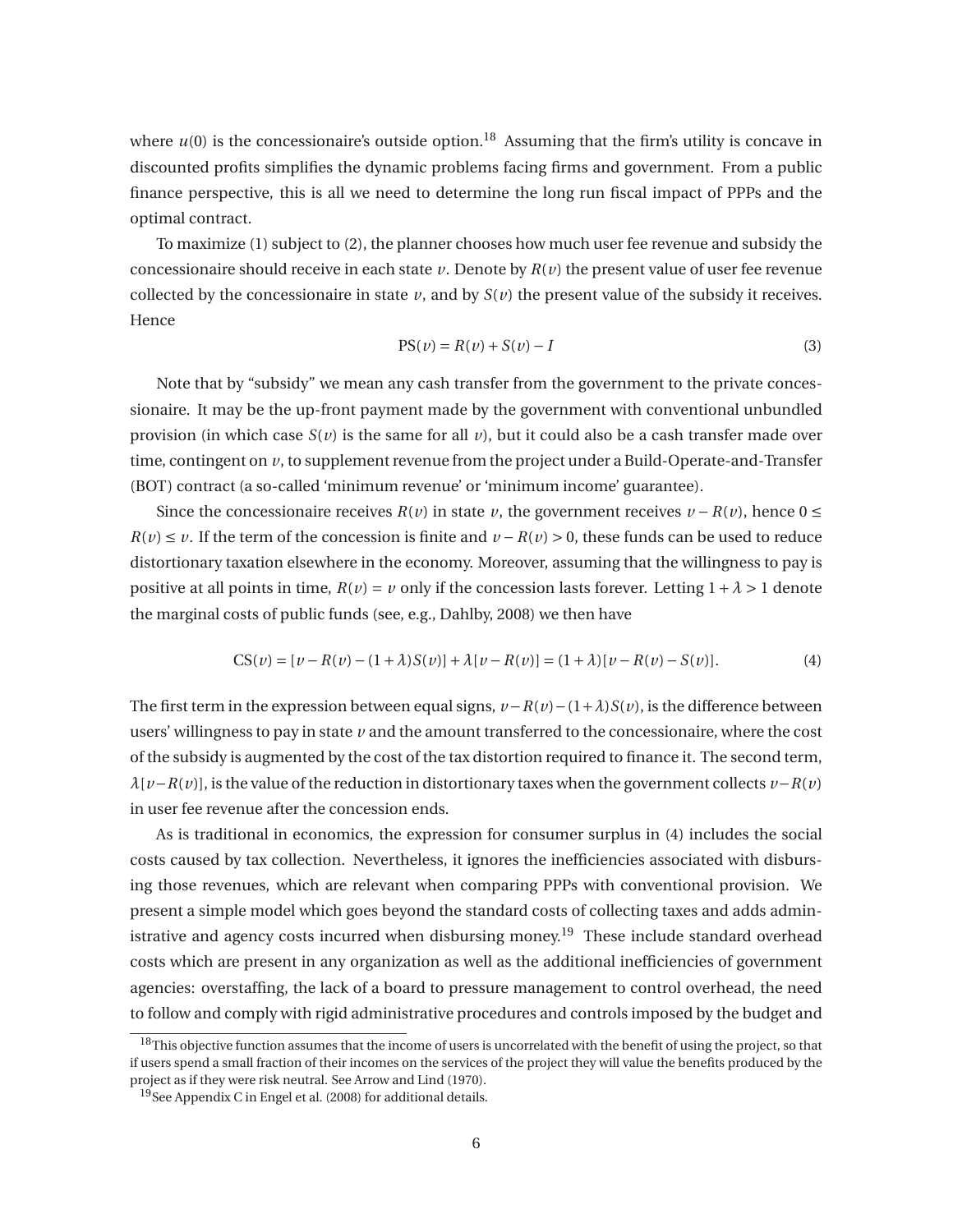where $u(0)$ is the concessionaire's outside option.[18] Assuming that the firm's utility is concave in discounted profits simplifies the dynamic problems facing firms and government. From a public finance perspective, this is all we need to determine the long run fiscal impact of PPPs and the optimal contract.

To maximize (1) subject to (2), the planner chooses how much user fee revenue and subsidy the concessionaire should receive in each state $v$. Denote by $R(v)$ the present value of user fee revenue collected by the concessionaire in state $v$, and by $S(v)$ the present value of the subsidy it receives. Hence

$$\text{PS}(v) = R(v) + S(v) - I \tag{3}$$

Note that by "subsidy" we mean any cash transfer from the government to the private concessionaire. It may be the up-front payment made by the government with conventional unbundled provision (in which case $S(v)$ is the same for all $v$), but it could also be a cash transfer made over time, contingent on $v$, to supplement revenue from the project under a Build-Operate-and-Transfer (BOT) contract (a so-called 'minimum revenue' or 'minimum income' guarantee).

Since the concessionaire receives $R(v)$ in state $v$, the government receives $v - R(v)$, hence $0 \leq R(v) \leq v$. If the term of the concession is finite and $v - R(v) > 0$, these funds can be used to reduce distortionary taxation elsewhere in the economy. Moreover, assuming that the willingness to pay is positive at all points in time, $R(v) = v$ only if the concession lasts forever. Letting $1 + \lambda > 1$ denote the marginal costs of public funds (see, e.g., Dahlby, 2008) we then have

$$\text{CS}(v) = [v - R(v) - (1+\lambda)S(v)] + \lambda[v - R(v)] = (1+\lambda)[v - R(v) - S(v)]. \tag{4}$$

The first term in the expression between equal signs, $v - R(v) - (1+\lambda)S(v)$, is the difference between users' willingness to pay in state $v$ and the amount transferred to the concessionaire, where the cost of the subsidy is augmented by the cost of the tax distortion required to finance it. The second term, $\lambda[v - R(v)]$, is the value of the reduction in distortionary taxes when the government collects $v - R(v)$ in user fee revenue after the concession ends.

As is traditional in economics, the expression for consumer surplus in (4) includes the social costs caused by tax collection. Nevertheless, it ignores the inefficiencies associated with disbursing those revenues, which are relevant when comparing PPPs with conventional provision. We present a simple model which goes beyond the standard costs of collecting taxes and adds administrative and agency costs incurred when disbursing money.[19] These include standard overhead costs which are present in any organization as well as the additional inefficiencies of government agencies: overstaffing, the lack of a board to pressure management to control overhead, the need to follow and comply with rigid administrative procedures and controls imposed by the budget and

[18] This objective function assumes that the income of users is uncorrelated with the benefit of using the project, so that if users spend a small fraction of their incomes on the services of the project they will value the benefits produced by the project as if they were risk neutral. See Arrow and Lind (1970).

[19] See Appendix C in Engel et al. (2008) for additional details.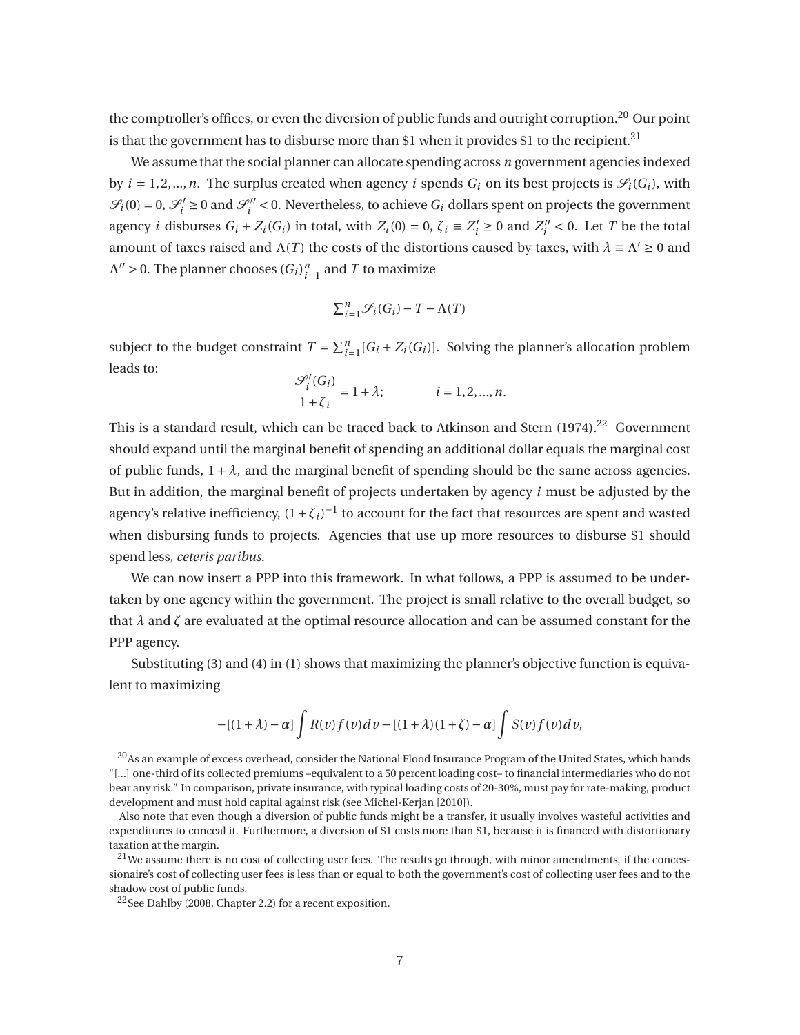the comptroller's offices, or even the diversion of public funds and outright corruption.[20] Our point is that the government has to disburse more than \$1 when it provides \$1 to the recipient.[21]

We assume that the social planner can allocate spending across $n$ government agencies indexed by $i = 1, 2, ..., n$. The surplus created when agency $i$ spends $G_i$ on its best projects is $\mathscr{S}_i(G_i)$, with $\mathscr{S}_i(0) = 0$, $\mathscr{S}_i' \geq 0$ and $\mathscr{S}_i'' < 0$. Nevertheless, to achieve $G_i$ dollars spent on projects the government agency $i$ disburses $G_i + Z_i(G_i)$ in total, with $Z_i(0) = 0$, $\zeta_i \equiv Z_i' \geq 0$ and $Z_i'' < 0$. Let $T$ be the total amount of taxes raised and $\Lambda(T)$ the costs of the distortions caused by taxes, with $\lambda \equiv \Lambda' \geq 0$ and $\Lambda'' > 0$. The planner chooses $(G_i)_{i=1}^n$ and $T$ to maximize

$$\textstyle\sum_{i=1}^n \mathscr{S}_i(G_i) - T - \Lambda(T)$$

subject to the budget constraint $T = \sum_{i=1}^n [G_i + Z_i(G_i)]$. Solving the planner's allocation problem leads to:

$$\frac{\mathscr{S}_i'(G_i)}{1+\zeta_i} = 1 + \lambda; \qquad i = 1, 2, ..., n.$$

This is a standard result, which can be traced back to Atkinson and Stern (1974).[22] Government should expand until the marginal benefit of spending an additional dollar equals the marginal cost of public funds, $1 + \lambda$, and the marginal benefit of spending should be the same across agencies. But in addition, the marginal benefit of projects undertaken by agency $i$ must be adjusted by the agency's relative inefficiency, $(1+\zeta_i)^{-1}$ to account for the fact that resources are spent and wasted when disbursing funds to projects. Agencies that use up more resources to disburse \$1 should spend less, *ceteris paribus*.

We can now insert a PPP into this framework. In what follows, a PPP is assumed to be undertaken by one agency within the government. The project is small relative to the overall budget, so that $\lambda$ and $\zeta$ are evaluated at the optimal resource allocation and can be assumed constant for the PPP agency.

Substituting (3) and (4) in (1) shows that maximizing the planner's objective function is equivalent to maximizing

$$-[(1+\lambda) - \alpha] \int R(v) f(v) dv - [(1+\lambda)(1+\zeta) - \alpha] \int S(v) f(v) dv,$$

---

[20] As an example of excess overhead, consider the National Flood Insurance Program of the United States, which hands "[...] one-third of its collected premiums –equivalent to a 50 percent loading cost– to financial intermediaries who do not bear any risk." In comparison, private insurance, with typical loading costs of 20-30%, must pay for rate-making, product development and must hold capital against risk (see Michel-Kerjan [2010]).

Also note that even though a diversion of public funds might be a transfer, it usually involves wasteful activities and expenditures to conceal it. Furthermore, a diversion of \$1 costs more than \$1, because it is financed with distortionary taxation at the margin.

[21] We assume there is no cost of collecting user fees. The results go through, with minor amendments, if the concessionaire's cost of collecting user fees is less than or equal to both the government's cost of collecting user fees and to the shadow cost of public funds.

[22] See Dahlby (2008, Chapter 2.2) for a recent exposition.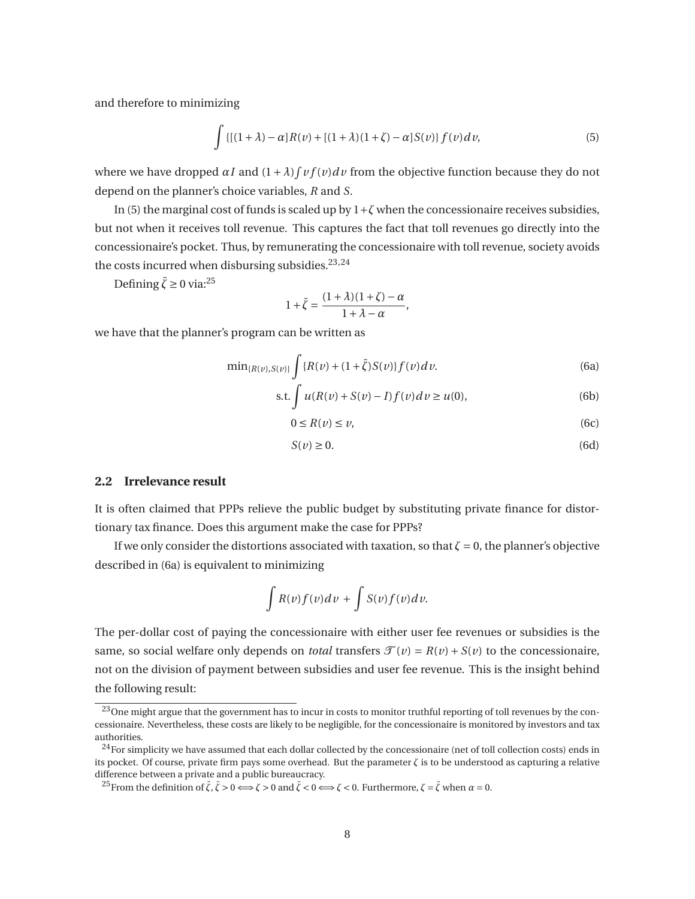and therefore to minimizing

$$\int \{[(1+\lambda)-\alpha]R(v)+[(1+\lambda)(1+\zeta)-\alpha]S(v)\}\,f(v)\,dv, \tag{5}$$

where we have dropped $\alpha I$ and $(1+\lambda)\int v f(v)dv$ from the objective function because they do not depend on the planner's choice variables, $R$ and $S$.

In (5) the marginal cost of funds is scaled up by $1+\zeta$ when the concessionaire receives subsidies, but not when it receives toll revenue. This captures the fact that toll revenues go directly into the concessionaire's pocket. Thus, by remunerating the concessionaire with toll revenue, society avoids the costs incurred when disbursing subsidies.[23,24]

Defining $\bar{\zeta} \geq 0$ via:[25]

$$1+\bar{\zeta} = \frac{(1+\lambda)(1+\zeta)-\alpha}{1+\lambda-\alpha},$$

we have that the planner's program can be written as

$$\min_{\{R(v),S(v)\}} \int \{R(v)+(1+\bar{\zeta})S(v)\}f(v)\,dv. \tag{6a}$$

$$\text{s.t.} \int u(R(v)+S(v)-I)\,f(v)\,dv \geq u(0), \tag{6b}$$

$$0 \leq R(v) \leq v, \tag{6c}$$

$$S(v) \geq 0. \tag{6d}$$

## 2.2 Irrelevance result

It is often claimed that PPPs relieve the public budget by substituting private finance for distortionary tax finance. Does this argument make the case for PPPs?

If we only consider the distortions associated with taxation, so that $\zeta = 0$, the planner's objective described in (6a) is equivalent to minimizing

$$\int R(v)f(v)dv + \int S(v)f(v)dv.$$

The per-dollar cost of paying the concessionaire with either user fee revenues or subsidies is the same, so social welfare only depends on *total* transfers $\mathcal{T}(v) = R(v)+S(v)$ to the concessionaire, not on the division of payment between subsidies and user fee revenue. This is the insight behind the following result:

---

[23] One might argue that the government has to incur in costs to monitor truthful reporting of toll revenues by the concessionaire. Nevertheless, these costs are likely to be negligible, for the concessionaire is monitored by investors and tax authorities.

[24] For simplicity we have assumed that each dollar collected by the concessionaire (net of toll collection costs) ends in its pocket. Of course, private firm pays some overhead. But the parameter $\zeta$ is to be understood as capturing a relative difference between a private and a public bureaucracy.

[25] From the definition of $\bar{\zeta}$, $\bar{\zeta} > 0 \Longleftrightarrow \zeta > 0$ and $\bar{\zeta} < 0 \Longleftrightarrow \zeta < 0$. Furthermore, $\zeta = \bar{\zeta}$ when $\alpha = 0$.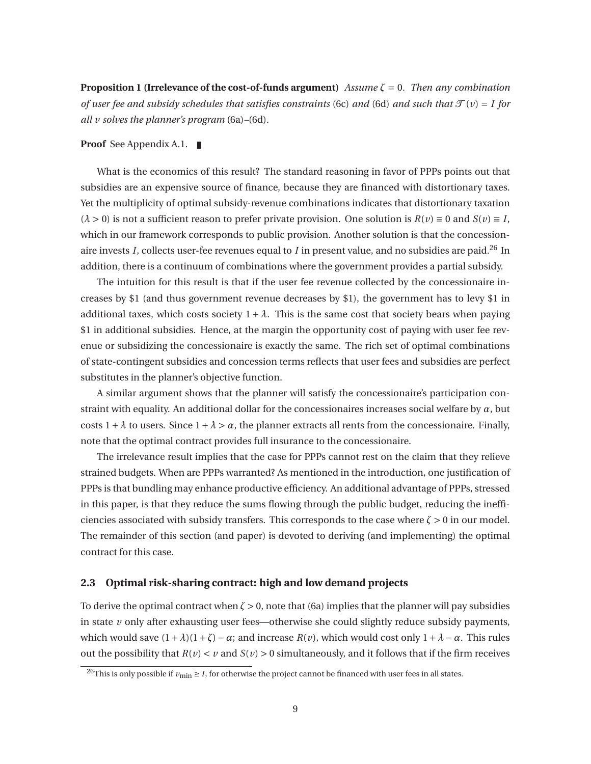**Proposition 1 (Irrelevance of the cost-of-funds argument)** *Assume $\zeta = 0$. Then any combination of user fee and subsidy schedules that satisfies constraints* (6c) *and* (6d) *and such that $\mathcal{T}(v) = I$ for all $v$ solves the planner's program* (6a)–(6d).

**Proof** See Appendix A.1. ∎

What is the economics of this result? The standard reasoning in favor of PPPs points out that subsidies are an expensive source of finance, because they are financed with distortionary taxes. Yet the multiplicity of optimal subsidy-revenue combinations indicates that distortionary taxation ($\lambda > 0$) is not a sufficient reason to prefer private provision. One solution is $R(v) \equiv 0$ and $S(v) \equiv I$, which in our framework corresponds to public provision. Another solution is that the concessionaire invests $I$, collects user-fee revenues equal to $I$ in present value, and no subsidies are paid.[26] In addition, there is a continuum of combinations where the government provides a partial subsidy.

The intuition for this result is that if the user fee revenue collected by the concessionaire increases by \$1 (and thus government revenue decreases by \$1), the government has to levy \$1 in additional taxes, which costs society $1 + \lambda$. This is the same cost that society bears when paying \$1 in additional subsidies. Hence, at the margin the opportunity cost of paying with user fee revenue or subsidizing the concessionaire is exactly the same. The rich set of optimal combinations of state-contingent subsidies and concession terms reflects that user fees and subsidies are perfect substitutes in the planner's objective function.

A similar argument shows that the planner will satisfy the concessionaire's participation constraint with equality. An additional dollar for the concessionaires increases social welfare by $\alpha$, but costs $1 + \lambda$ to users. Since $1 + \lambda > \alpha$, the planner extracts all rents from the concessionaire. Finally, note that the optimal contract provides full insurance to the concessionaire.

The irrelevance result implies that the case for PPPs cannot rest on the claim that they relieve strained budgets. When are PPPs warranted? As mentioned in the introduction, one justification of PPPs is that bundling may enhance productive efficiency. An additional advantage of PPPs, stressed in this paper, is that they reduce the sums flowing through the public budget, reducing the inefficiencies associated with subsidy transfers. This corresponds to the case where $\zeta > 0$ in our model. The remainder of this section (and paper) is devoted to deriving (and implementing) the optimal contract for this case.

### 2.3 Optimal risk-sharing contract: high and low demand projects

To derive the optimal contract when $\zeta > 0$, note that (6a) implies that the planner will pay subsidies in state $v$ only after exhausting user fees—otherwise she could slightly reduce subsidy payments, which would save $(1 + \lambda)(1 + \zeta) - \alpha$; and increase $R(v)$, which would cost only $1 + \lambda - \alpha$. This rules out the possibility that $R(v) < v$ and $S(v) > 0$ simultaneously, and it follows that if the firm receives

[26] This is only possible if $v_{\min} \geq I$, for otherwise the project cannot be financed with user fees in all states.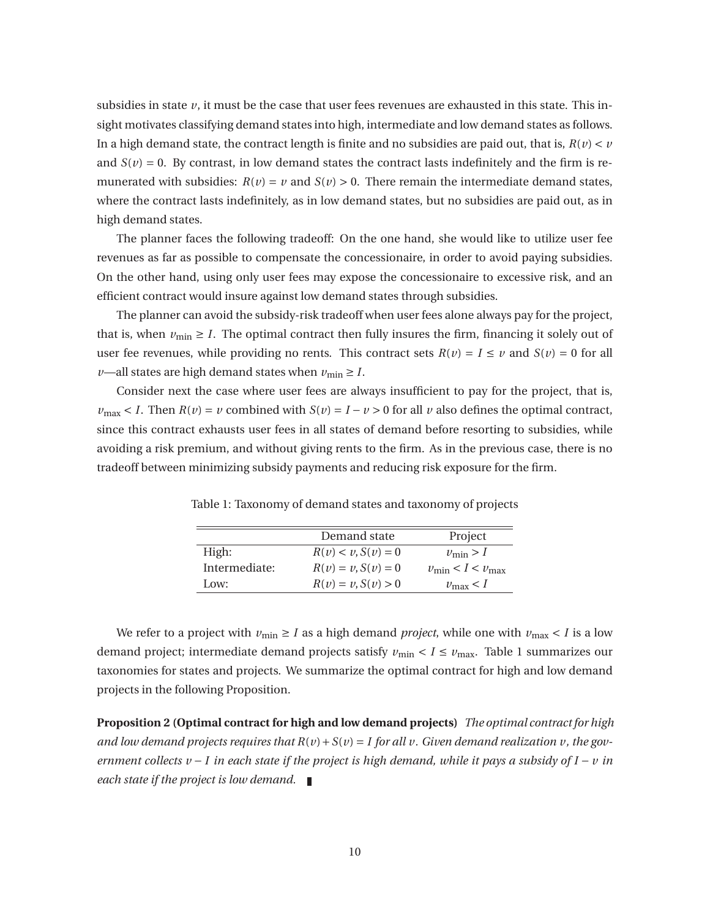subsidies in state $v$, it must be the case that user fees revenues are exhausted in this state. This insight motivates classifying demand states into high, intermediate and low demand states as follows. In a high demand state, the contract length is finite and no subsidies are paid out, that is, $R(v) < v$ and $S(v) = 0$. By contrast, in low demand states the contract lasts indefinitely and the firm is remunerated with subsidies: $R(v) = v$ and $S(v) > 0$. There remain the intermediate demand states, where the contract lasts indefinitely, as in low demand states, but no subsidies are paid out, as in high demand states.

The planner faces the following tradeoff: On the one hand, she would like to utilize user fee revenues as far as possible to compensate the concessionaire, in order to avoid paying subsidies. On the other hand, using only user fees may expose the concessionaire to excessive risk, and an efficient contract would insure against low demand states through subsidies.

The planner can avoid the subsidy-risk tradeoff when user fees alone always pay for the project, that is, when $v_{\min} \geq I$. The optimal contract then fully insures the firm, financing it solely out of user fee revenues, while providing no rents. This contract sets $R(v) = I \leq v$ and $S(v) = 0$ for all $v$—all states are high demand states when $v_{\min} \geq I$.

Consider next the case where user fees are always insufficient to pay for the project, that is, $v_{\max} < I$. Then $R(v) = v$ combined with $S(v) = I - v > 0$ for all $v$ also defines the optimal contract, since this contract exhausts user fees in all states of demand before resorting to subsidies, while avoiding a risk premium, and without giving rents to the firm. As in the previous case, there is no tradeoff between minimizing subsidy payments and reducing risk exposure for the firm.

Table 1: Taxonomy of demand states and taxonomy of projects

| | Demand state | Project |
|---|---|---|
| High: | $R(v) < v, S(v) = 0$ | $v_{\min} > I$ |
| Intermediate: | $R(v) = v, S(v) = 0$ | $v_{\min} < I < v_{\max}$ |
| Low: | $R(v) = v, S(v) > 0$ | $v_{\max} < I$ |

We refer to a project with $v_{\min} \geq I$ as a high demand *project*, while one with $v_{\max} < I$ is a low demand project; intermediate demand projects satisfy $v_{\min} < I \leq v_{\max}$. Table 1 summarizes our taxonomies for states and projects. We summarize the optimal contract for high and low demand projects in the following Proposition.

**Proposition 2 (Optimal contract for high and low demand projects)** *The optimal contract for high and low demand projects requires that $R(v) + S(v) = I$ for all $v$. Given demand realization $v$, the government collects $v - I$ in each state if the project is high demand, while it pays a subsidy of $I - v$ in each state if the project is low demand.* ∎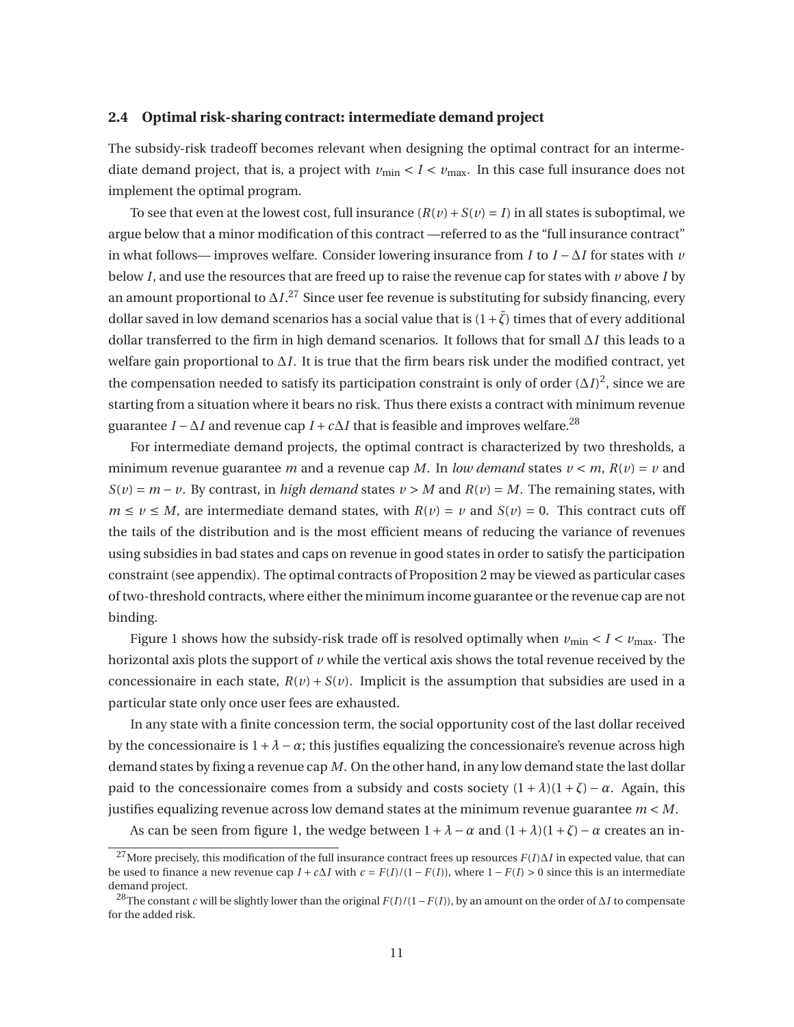### 2.4 Optimal risk-sharing contract: intermediate demand project

The subsidy-risk tradeoff becomes relevant when designing the optimal contract for an intermediate demand project, that is, a project with $v_{\min} < I < v_{\max}$. In this case full insurance does not implement the optimal program.

To see that even at the lowest cost, full insurance ($R(v) + S(v) = I$) in all states is suboptimal, we argue below that a minor modification of this contract —referred to as the "full insurance contract" in what follows— improves welfare. Consider lowering insurance from $I$ to $I - \Delta I$ for states with $v$ below $I$, and use the resources that are freed up to raise the revenue cap for states with $v$ above $I$ by an amount proportional to $\Delta I$.[27] Since user fee revenue is substituting for subsidy financing, every dollar saved in low demand scenarios has a social value that is $(1 + \bar{\zeta})$ times that of every additional dollar transferred to the firm in high demand scenarios. It follows that for small $\Delta I$ this leads to a welfare gain proportional to $\Delta I$. It is true that the firm bears risk under the modified contract, yet the compensation needed to satisfy its participation constraint is only of order $(\Delta I)^2$, since we are starting from a situation where it bears no risk. Thus there exists a contract with minimum revenue guarantee $I - \Delta I$ and revenue cap $I + c\Delta I$ that is feasible and improves welfare.[28]

For intermediate demand projects, the optimal contract is characterized by two thresholds, a minimum revenue guarantee $m$ and a revenue cap $M$. In *low demand* states $v < m$, $R(v) = v$ and $S(v) = m - v$. By contrast, in *high demand* states $v > M$ and $R(v) = M$. The remaining states, with $m \leq v \leq M$, are intermediate demand states, with $R(v) = v$ and $S(v) = 0$. This contract cuts off the tails of the distribution and is the most efficient means of reducing the variance of revenues using subsidies in bad states and caps on revenue in good states in order to satisfy the participation constraint (see appendix). The optimal contracts of Proposition 2 may be viewed as particular cases of two-threshold contracts, where either the minimum income guarantee or the revenue cap are not binding.

Figure 1 shows how the subsidy-risk trade off is resolved optimally when $v_{\min} < I < v_{\max}$. The horizontal axis plots the support of $v$ while the vertical axis shows the total revenue received by the concessionaire in each state, $R(v) + S(v)$. Implicit is the assumption that subsidies are used in a particular state only once user fees are exhausted.

In any state with a finite concession term, the social opportunity cost of the last dollar received by the concessionaire is $1 + \lambda - \alpha$; this justifies equalizing the concessionaire's revenue across high demand states by fixing a revenue cap $M$. On the other hand, in any low demand state the last dollar paid to the concessionaire comes from a subsidy and costs society $(1 + \lambda)(1 + \zeta) - \alpha$. Again, this justifies equalizing revenue across low demand states at the minimum revenue guarantee $m < M$.

As can be seen from figure 1, the wedge between $1 + \lambda - \alpha$ and $(1 + \lambda)(1 + \zeta) - \alpha$ creates an in-

[27] More precisely, this modification of the full insurance contract frees up resources $F(I)\Delta I$ in expected value, that can be used to finance a new revenue cap $I + c\Delta I$ with $c = F(I)/(1 - F(I))$, where $1 - F(I) > 0$ since this is an intermediate demand project.

[28] The constant $c$ will be slightly lower than the original $F(I)/(1 - F(I))$, by an amount on the order of $\Delta I$ to compensate for the added risk.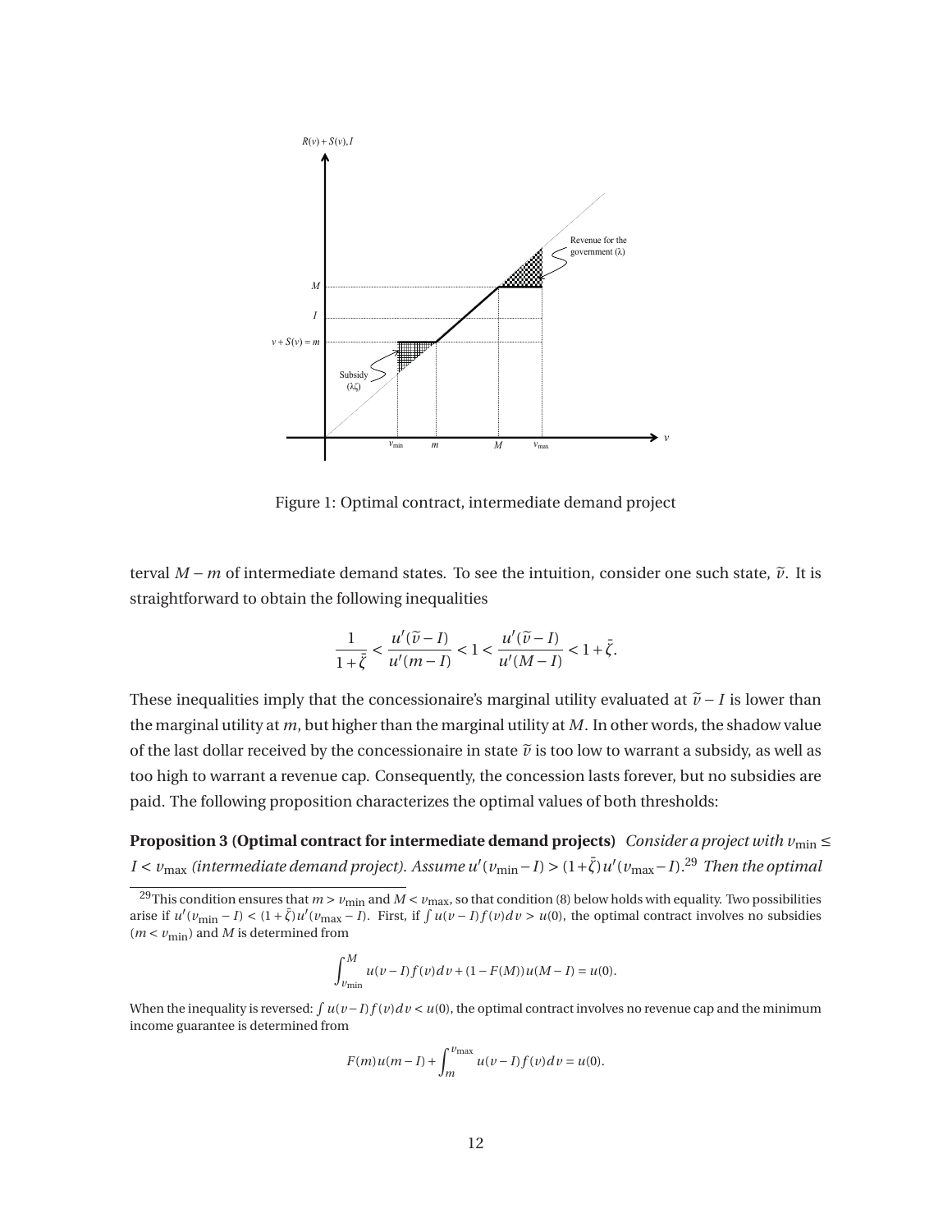Figure 1: Optimal contract, intermediate demand project

terval $M - m$ of intermediate demand states. To see the intuition, consider one such state, $\tilde{v}$. It is straightforward to obtain the following inequalities

$$\frac{1}{1+\bar{\zeta}} < \frac{u'(\tilde{v}-I)}{u'(m-I)} < 1 < \frac{u'(\tilde{v}-I)}{u'(M-I)} < 1+\bar{\zeta}.$$

These inequalities imply that the concessionaire's marginal utility evaluated at $\tilde{v} - I$ is lower than the marginal utility at $m$, but higher than the marginal utility at $M$. In other words, the shadow value of the last dollar received by the concessionaire in state $\tilde{v}$ is too low to warrant a subsidy, as well as too high to warrant a revenue cap. Consequently, the concession lasts forever, but no subsidies are paid. The following proposition characterizes the optimal values of both thresholds:

**Proposition 3 (Optimal contract for intermediate demand projects)** *Consider a project with $v_{\min} \leq I < v_{\max}$ (intermediate demand project). Assume $u'(v_{\min} - I) > (1+\bar{\zeta})u'(v_{\max} - I)$.*[29] *Then the optimal*

[29] This condition ensures that $m > v_{\min}$ and $M < v_{\max}$, so that condition (8) below holds with equality. Two possibilities arise if $u'(v_{\min} - I) < (1+\bar{\zeta})u'(v_{\max} - I)$. First, if $\int u(v-I)f(v)dv > u(0)$, the optimal contract involves no subsidies ($m < v_{\min}$) and $M$ is determined from

$$\int_{v_{\min}}^{M} u(v-I)f(v)dv + (1-F(M))u(M-I) = u(0).$$

When the inequality is reversed: $\int u(v-I)f(v)dv < u(0)$, the optimal contract involves no revenue cap and the minimum income guarantee is determined from

$$F(m)u(m-I) + \int_{m}^{v_{\max}} u(v-I)f(v)dv = u(0).$$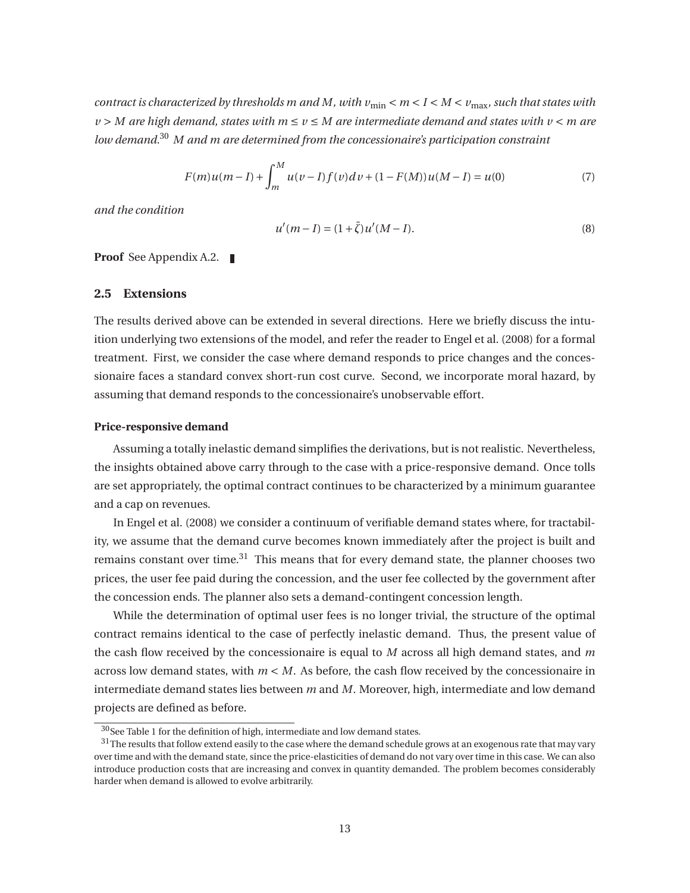*contract is characterized by thresholds $m$ and $M$, with $v_{\min} < m < I < M < v_{\max}$, such that states with $v > M$ are high demand, states with $m \leq v \leq M$ are intermediate demand and states with $v < m$ are low demand.*[30] *$M$ and $m$ are determined from the concessionaire's participation constraint*

$$F(m)u(m-I) + \int_m^M u(v-I)f(v)dv + (1-F(M))u(M-I) = u(0) \tag{7}$$

*and the condition*

$$u'(m-I) = (1+\bar{\zeta})u'(M-I). \tag{8}$$

**Proof** See Appendix A.2. ∎

## 2.5 Extensions

The results derived above can be extended in several directions. Here we briefly discuss the intuition underlying two extensions of the model, and refer the reader to Engel et al. (2008) for a formal treatment. First, we consider the case where demand responds to price changes and the concessionaire faces a standard convex short-run cost curve. Second, we incorporate moral hazard, by assuming that demand responds to the concessionaire's unobservable effort.

#### Price-responsive demand

Assuming a totally inelastic demand simplifies the derivations, but is not realistic. Nevertheless, the insights obtained above carry through to the case with a price-responsive demand. Once tolls are set appropriately, the optimal contract continues to be characterized by a minimum guarantee and a cap on revenues.

In Engel et al. (2008) we consider a continuum of verifiable demand states where, for tractability, we assume that the demand curve becomes known immediately after the project is built and remains constant over time.[31] This means that for every demand state, the planner chooses two prices, the user fee paid during the concession, and the user fee collected by the government after the concession ends. The planner also sets a demand-contingent concession length.

While the determination of optimal user fees is no longer trivial, the structure of the optimal contract remains identical to the case of perfectly inelastic demand. Thus, the present value of the cash flow received by the concessionaire is equal to $M$ across all high demand states, and $m$ across low demand states, with $m < M$. As before, the cash flow received by the concessionaire in intermediate demand states lies between $m$ and $M$. Moreover, high, intermediate and low demand projects are defined as before.

[30] See Table 1 for the definition of high, intermediate and low demand states.

[31] The results that follow extend easily to the case where the demand schedule grows at an exogenous rate that may vary over time and with the demand state, since the price-elasticities of demand do not vary over time in this case. We can also introduce production costs that are increasing and convex in quantity demanded. The problem becomes considerably harder when demand is allowed to evolve arbitrarily.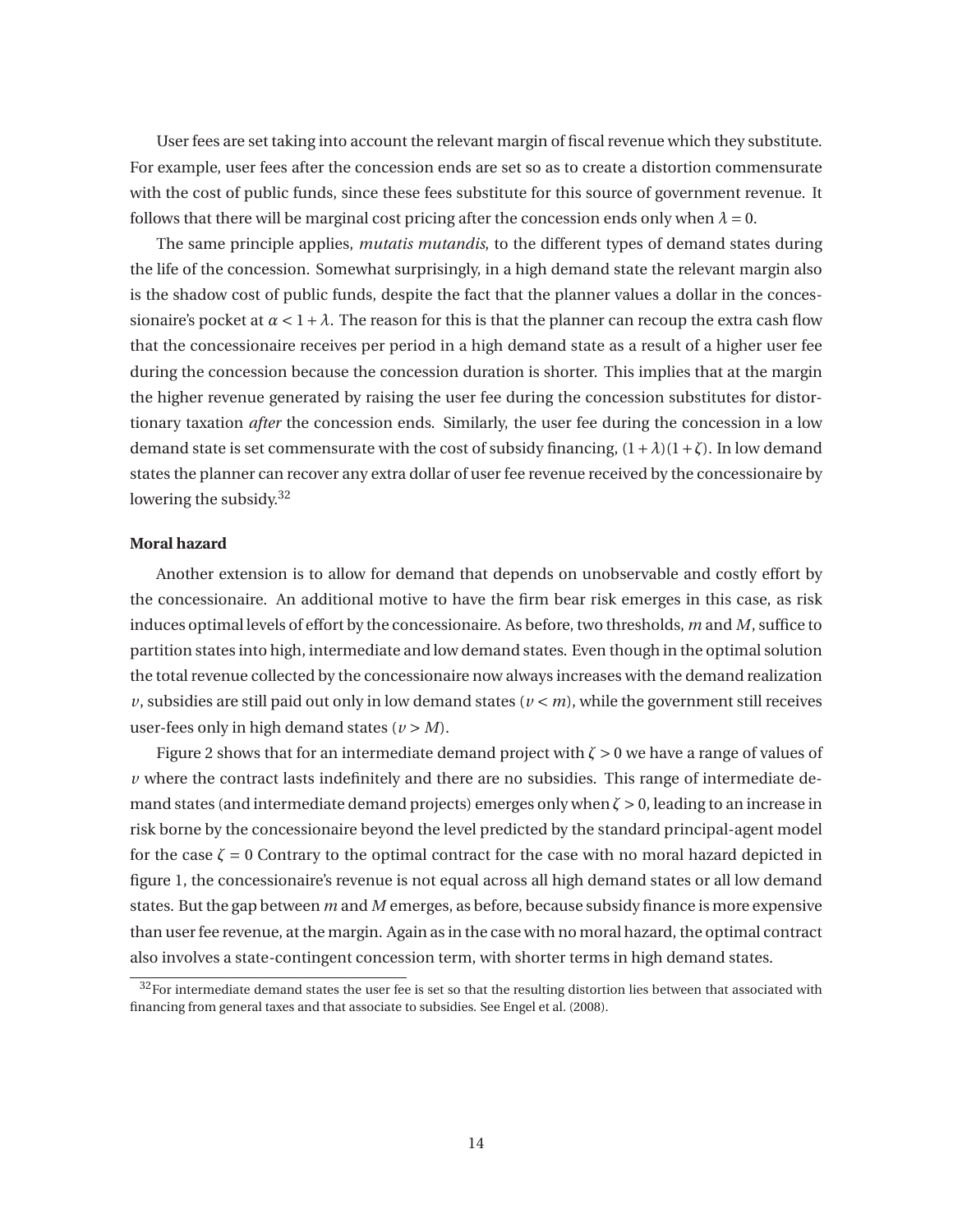User fees are set taking into account the relevant margin of fiscal revenue which they substitute. For example, user fees after the concession ends are set so as to create a distortion commensurate with the cost of public funds, since these fees substitute for this source of government revenue. It follows that there will be marginal cost pricing after the concession ends only when $\lambda = 0$.

The same principle applies, *mutatis mutandis*, to the different types of demand states during the life of the concession. Somewhat surprisingly, in a high demand state the relevant margin also is the shadow cost of public funds, despite the fact that the planner values a dollar in the concessionaire's pocket at $\alpha < 1+\lambda$. The reason for this is that the planner can recoup the extra cash flow that the concessionaire receives per period in a high demand state as a result of a higher user fee during the concession because the concession duration is shorter. This implies that at the margin the higher revenue generated by raising the user fee during the concession substitutes for distortionary taxation *after* the concession ends. Similarly, the user fee during the concession in a low demand state is set commensurate with the cost of subsidy financing, $(1+\lambda)(1+\zeta)$. In low demand states the planner can recover any extra dollar of user fee revenue received by the concessionaire by lowering the subsidy.[32]

**Moral hazard**

Another extension is to allow for demand that depends on unobservable and costly effort by the concessionaire. An additional motive to have the firm bear risk emerges in this case, as risk induces optimal levels of effort by the concessionaire. As before, two thresholds, $m$ and $M$, suffice to partition states into high, intermediate and low demand states. Even though in the optimal solution the total revenue collected by the concessionaire now always increases with the demand realization $\upsilon$, subsidies are still paid out only in low demand states ($\upsilon < m$), while the government still receives user-fees only in high demand states ($\upsilon > M$).

Figure 2 shows that for an intermediate demand project with $\zeta > 0$ we have a range of values of $\upsilon$ where the contract lasts indefinitely and there are no subsidies. This range of intermediate demand states (and intermediate demand projects) emerges only when $\zeta > 0$, leading to an increase in risk borne by the concessionaire beyond the level predicted by the standard principal-agent model for the case $\zeta = 0$ Contrary to the optimal contract for the case with no moral hazard depicted in figure 1, the concessionaire's revenue is not equal across all high demand states or all low demand states. But the gap between $m$ and $M$ emerges, as before, because subsidy finance is more expensive than user fee revenue, at the margin. Again as in the case with no moral hazard, the optimal contract also involves a state-contingent concession term, with shorter terms in high demand states.

[32] For intermediate demand states the user fee is set so that the resulting distortion lies between that associated with financing from general taxes and that associate to subsidies. See Engel et al. (2008).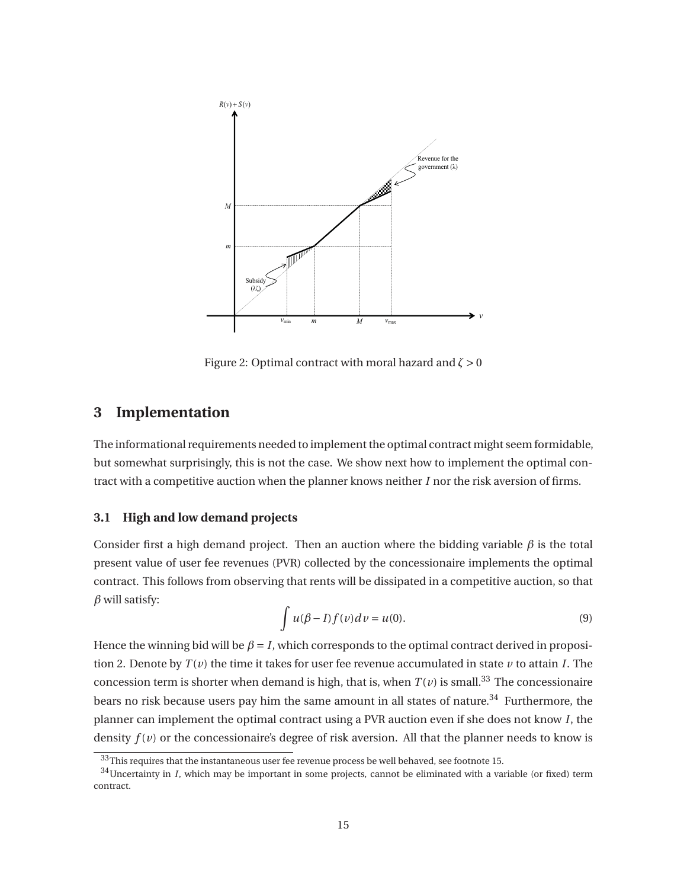Figure 2: Optimal contract with moral hazard and $\zeta > 0$

## 3 Implementation

The informational requirements needed to implement the optimal contract might seem formidable, but somewhat surprisingly, this is not the case. We show next how to implement the optimal contract with a competitive auction when the planner knows neither $I$ nor the risk aversion of firms.

### 3.1 High and low demand projects

Consider first a high demand project. Then an auction where the bidding variable $\beta$ is the total present value of user fee revenues (PVR) collected by the concessionaire implements the optimal contract. This follows from observing that rents will be dissipated in a competitive auction, so that $\beta$ will satisfy:

$$\int u(\beta - I) f(v) dv = u(0). \tag{9}$$

Hence the winning bid will be $\beta = I$, which corresponds to the optimal contract derived in proposition 2. Denote by $T(v)$ the time it takes for user fee revenue accumulated in state $v$ to attain $I$. The concession term is shorter when demand is high, that is, when $T(v)$ is small.[33] The concessionaire bears no risk because users pay him the same amount in all states of nature.[34] Furthermore, the planner can implement the optimal contract using a PVR auction even if she does not know $I$, the density $f(v)$ or the concessionaire's degree of risk aversion. All that the planner needs to know is

[33] This requires that the instantaneous user fee revenue process be well behaved, see footnote 15.

[34] Uncertainty in $I$, which may be important in some projects, cannot be eliminated with a variable (or fixed) term contract.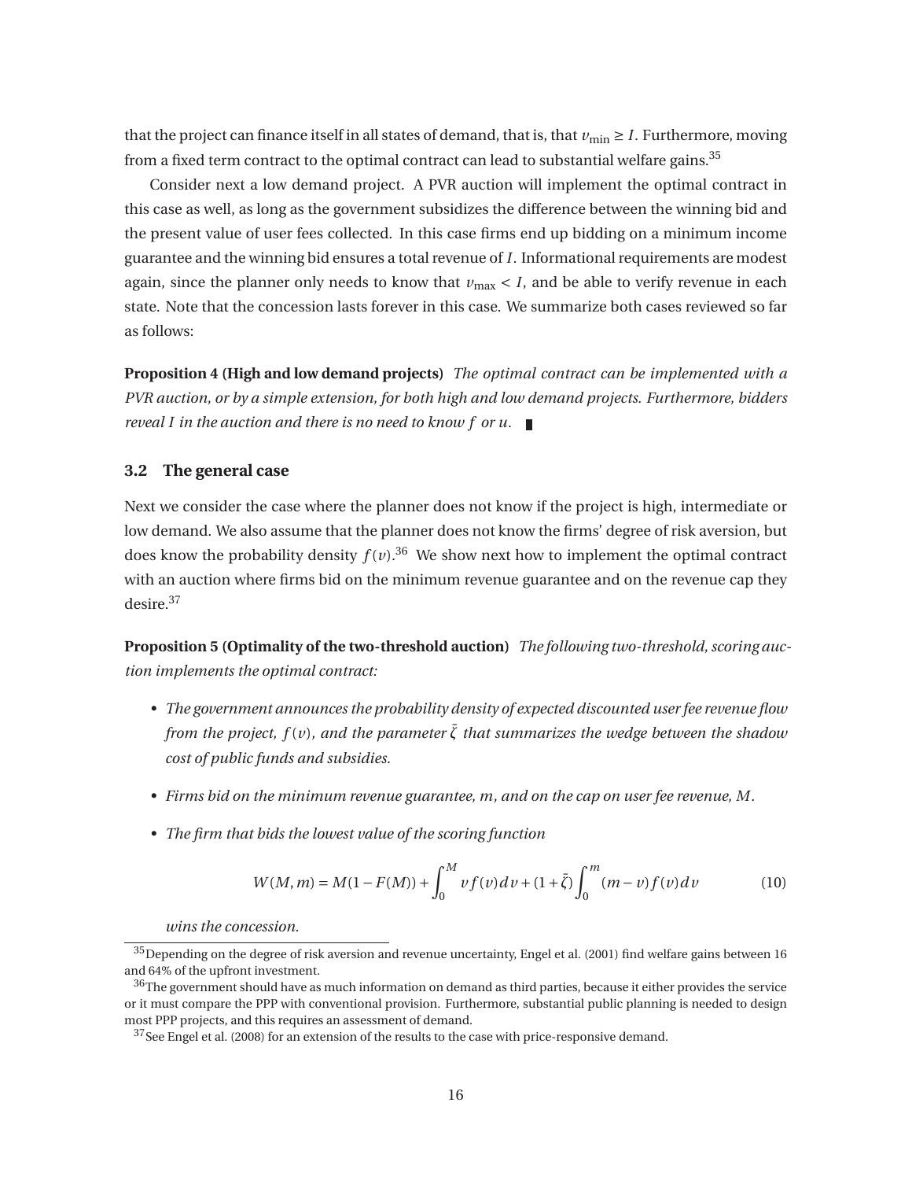that the project can finance itself in all states of demand, that is, that $v_{\min} \geq I$. Furthermore, moving from a fixed term contract to the optimal contract can lead to substantial welfare gains.[35]

Consider next a low demand project. A PVR auction will implement the optimal contract in this case as well, as long as the government subsidizes the difference between the winning bid and the present value of user fees collected. In this case firms end up bidding on a minimum income guarantee and the winning bid ensures a total revenue of $I$. Informational requirements are modest again, since the planner only needs to know that $v_{\max} < I$, and be able to verify revenue in each state. Note that the concession lasts forever in this case. We summarize both cases reviewed so far as follows:

**Proposition 4 (High and low demand projects)** *The optimal contract can be implemented with a PVR auction, or by a simple extension, for both high and low demand projects. Furthermore, bidders reveal $I$ in the auction and there is no need to know $f$ or $u$.* ∎

### 3.2 The general case

Next we consider the case where the planner does not know if the project is high, intermediate or low demand. We also assume that the planner does not know the firms' degree of risk aversion, but does know the probability density $f(v)$.[36] We show next how to implement the optimal contract with an auction where firms bid on the minimum revenue guarantee and on the revenue cap they desire.[37]

**Proposition 5 (Optimality of the two-threshold auction)** *The following two-threshold, scoring auction implements the optimal contract:*

- *The government announces the probability density of expected discounted user fee revenue flow from the project, $f(v)$, and the parameter $\bar{\zeta}$ that summarizes the wedge between the shadow cost of public funds and subsidies.*
- *Firms bid on the minimum revenue guarantee, $m$, and on the cap on user fee revenue, $M$.*
- *The firm that bids the lowest value of the scoring function*

$$W(M,m) = M(1-F(M)) + \int_0^M v f(v)\,dv + (1+\bar{\zeta})\int_0^m (m-v) f(v)\,dv \tag{10}$$

*wins the concession.*

[35] Depending on the degree of risk aversion and revenue uncertainty, Engel et al. (2001) find welfare gains between 16 and 64% of the upfront investment.

[36] The government should have as much information on demand as third parties, because it either provides the service or it must compare the PPP with conventional provision. Furthermore, substantial public planning is needed to design most PPP projects, and this requires an assessment of demand.

[37] See Engel et al. (2008) for an extension of the results to the case with price-responsive demand.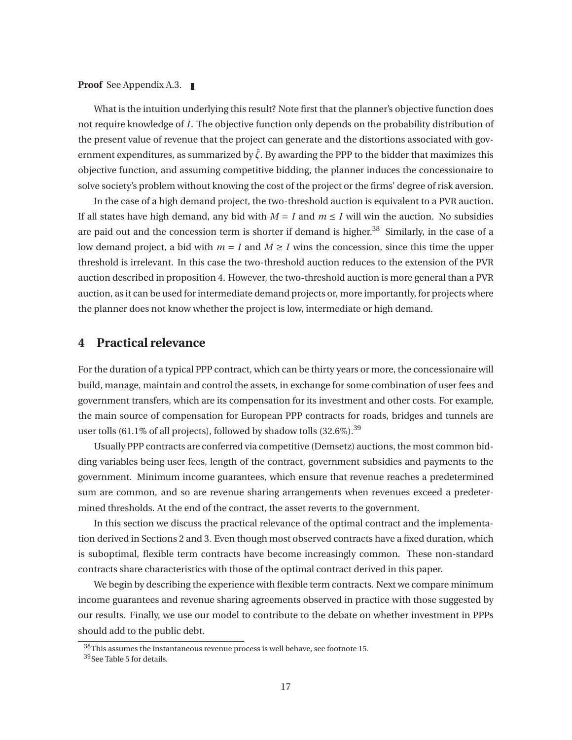**Proof** See Appendix A.3. ∎

What is the intuition underlying this result? Note first that the planner's objective function does not require knowledge of $I$. The objective function only depends on the probability distribution of the present value of revenue that the project can generate and the distortions associated with government expenditures, as summarized by $\bar{\zeta}$. By awarding the PPP to the bidder that maximizes this objective function, and assuming competitive bidding, the planner induces the concessionaire to solve society's problem without knowing the cost of the project or the firms' degree of risk aversion.

In the case of a high demand project, the two-threshold auction is equivalent to a PVR auction. If all states have high demand, any bid with $M = I$ and $m \leq I$ will win the auction. No subsidies are paid out and the concession term is shorter if demand is higher.[38] Similarly, in the case of a low demand project, a bid with $m = I$ and $M \geq I$ wins the concession, since this time the upper threshold is irrelevant. In this case the two-threshold auction reduces to the extension of the PVR auction described in proposition 4. However, the two-threshold auction is more general than a PVR auction, as it can be used for intermediate demand projects or, more importantly, for projects where the planner does not know whether the project is low, intermediate or high demand.

# 4 Practical relevance

For the duration of a typical PPP contract, which can be thirty years or more, the concessionaire will build, manage, maintain and control the assets, in exchange for some combination of user fees and government transfers, which are its compensation for its investment and other costs. For example, the main source of compensation for European PPP contracts for roads, bridges and tunnels are user tolls (61.1% of all projects), followed by shadow tolls (32.6%).[39]

Usually PPP contracts are conferred via competitive (Demsetz) auctions, the most common bidding variables being user fees, length of the contract, government subsidies and payments to the government. Minimum income guarantees, which ensure that revenue reaches a predetermined sum are common, and so are revenue sharing arrangements when revenues exceed a predetermined thresholds. At the end of the contract, the asset reverts to the government.

In this section we discuss the practical relevance of the optimal contract and the implementation derived in Sections 2 and 3. Even though most observed contracts have a fixed duration, which is suboptimal, flexible term contracts have become increasingly common. These non-standard contracts share characteristics with those of the optimal contract derived in this paper.

We begin by describing the experience with flexible term contracts. Next we compare minimum income guarantees and revenue sharing agreements observed in practice with those suggested by our results. Finally, we use our model to contribute to the debate on whether investment in PPPs should add to the public debt.

[38] This assumes the instantaneous revenue process is well behave, see footnote 15.

[39] See Table 5 for details.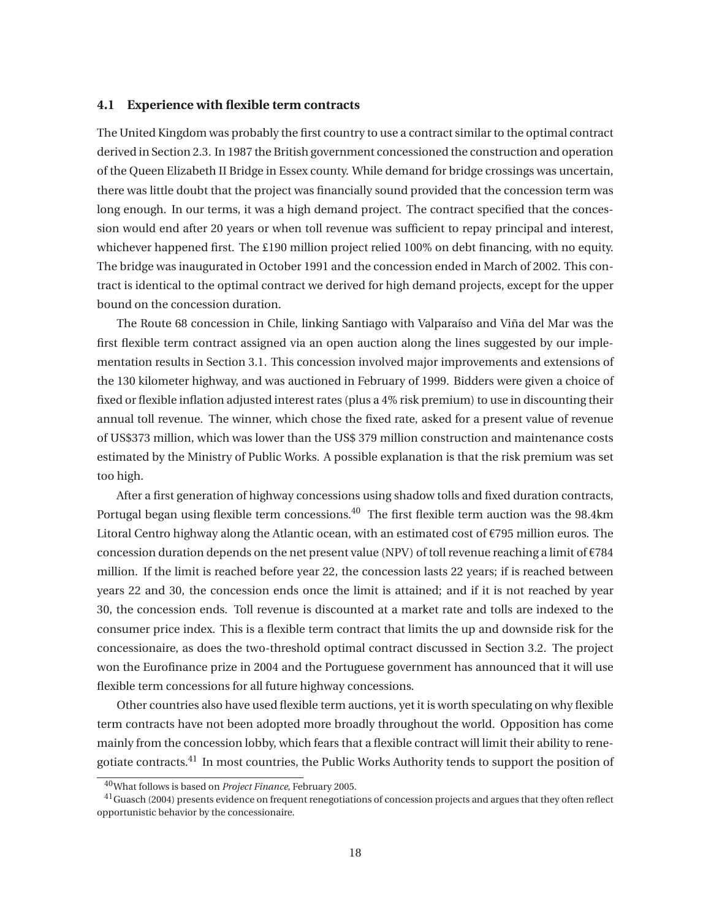### 4.1 Experience with flexible term contracts

The United Kingdom was probably the first country to use a contract similar to the optimal contract derived in Section 2.3. In 1987 the British government concessioned the construction and operation of the Queen Elizabeth II Bridge in Essex county. While demand for bridge crossings was uncertain, there was little doubt that the project was financially sound provided that the concession term was long enough. In our terms, it was a high demand project. The contract specified that the concession would end after 20 years or when toll revenue was sufficient to repay principal and interest, whichever happened first. The £190 million project relied 100% on debt financing, with no equity. The bridge was inaugurated in October 1991 and the concession ended in March of 2002. This contract is identical to the optimal contract we derived for high demand projects, except for the upper bound on the concession duration.

The Route 68 concession in Chile, linking Santiago with Valparaíso and Viña del Mar was the first flexible term contract assigned via an open auction along the lines suggested by our implementation results in Section 3.1. This concession involved major improvements and extensions of the 130 kilometer highway, and was auctioned in February of 1999. Bidders were given a choice of fixed or flexible inflation adjusted interest rates (plus a 4% risk premium) to use in discounting their annual toll revenue. The winner, which chose the fixed rate, asked for a present value of revenue of US$373 million, which was lower than the US$ 379 million construction and maintenance costs estimated by the Ministry of Public Works. A possible explanation is that the risk premium was set too high.

After a first generation of highway concessions using shadow tolls and fixed duration contracts, Portugal began using flexible term concessions.[40] The first flexible term auction was the 98.4km Litoral Centro highway along the Atlantic ocean, with an estimated cost of €795 million euros. The concession duration depends on the net present value (NPV) of toll revenue reaching a limit of €784 million. If the limit is reached before year 22, the concession lasts 22 years; if is reached between years 22 and 30, the concession ends once the limit is attained; and if it is not reached by year 30, the concession ends. Toll revenue is discounted at a market rate and tolls are indexed to the consumer price index. This is a flexible term contract that limits the up and downside risk for the concessionaire, as does the two-threshold optimal contract discussed in Section 3.2. The project won the Eurofinance prize in 2004 and the Portuguese government has announced that it will use flexible term concessions for all future highway concessions.

Other countries also have used flexible term auctions, yet it is worth speculating on why flexible term contracts have not been adopted more broadly throughout the world. Opposition has come mainly from the concession lobby, which fears that a flexible contract will limit their ability to renegotiate contracts.[41] In most countries, the Public Works Authority tends to support the position of

[40] What follows is based on *Project Finance*, February 2005.

[41] Guasch (2004) presents evidence on frequent renegotiations of concession projects and argues that they often reflect opportunistic behavior by the concessionaire.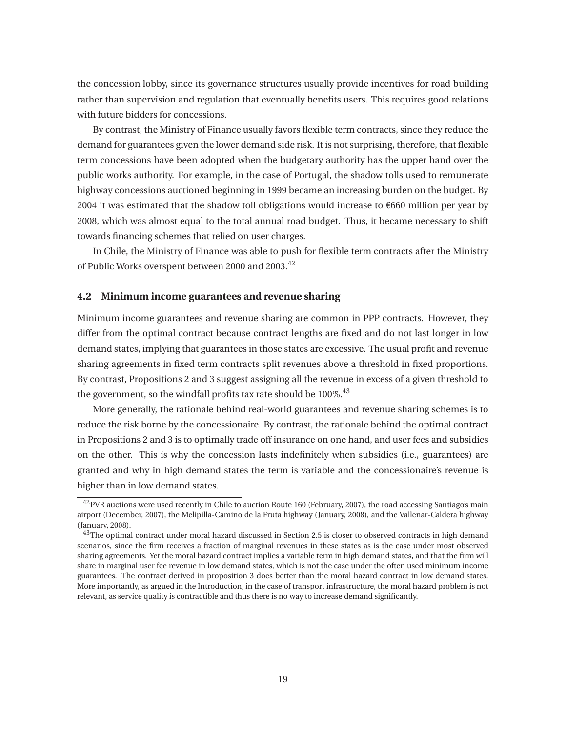the concession lobby, since its governance structures usually provide incentives for road building rather than supervision and regulation that eventually benefits users. This requires good relations with future bidders for concessions.

By contrast, the Ministry of Finance usually favors flexible term contracts, since they reduce the demand for guarantees given the lower demand side risk. It is not surprising, therefore, that flexible term concessions have been adopted when the budgetary authority has the upper hand over the public works authority. For example, in the case of Portugal, the shadow tolls used to remunerate highway concessions auctioned beginning in 1999 became an increasing burden on the budget. By 2004 it was estimated that the shadow toll obligations would increase to €660 million per year by 2008, which was almost equal to the total annual road budget. Thus, it became necessary to shift towards financing schemes that relied on user charges.

In Chile, the Ministry of Finance was able to push for flexible term contracts after the Ministry of Public Works overspent between 2000 and 2003.[42]

### 4.2 Minimum income guarantees and revenue sharing

Minimum income guarantees and revenue sharing are common in PPP contracts. However, they differ from the optimal contract because contract lengths are fixed and do not last longer in low demand states, implying that guarantees in those states are excessive. The usual profit and revenue sharing agreements in fixed term contracts split revenues above a threshold in fixed proportions. By contrast, Propositions 2 and 3 suggest assigning all the revenue in excess of a given threshold to the government, so the windfall profits tax rate should be 100%.[43]

More generally, the rationale behind real-world guarantees and revenue sharing schemes is to reduce the risk borne by the concessionaire. By contrast, the rationale behind the optimal contract in Propositions 2 and 3 is to optimally trade off insurance on one hand, and user fees and subsidies on the other. This is why the concession lasts indefinitely when subsidies (i.e., guarantees) are granted and why in high demand states the term is variable and the concessionaire's revenue is higher than in low demand states.

[42] PVR auctions were used recently in Chile to auction Route 160 (February, 2007), the road accessing Santiago's main airport (December, 2007), the Melipilla-Camino de la Fruta highway (January, 2008), and the Vallenar-Caldera highway (January, 2008).

[43] The optimal contract under moral hazard discussed in Section 2.5 is closer to observed contracts in high demand scenarios, since the firm receives a fraction of marginal revenues in these states as is the case under most observed sharing agreements. Yet the moral hazard contract implies a variable term in high demand states, and that the firm will share in marginal user fee revenue in low demand states, which is not the case under the often used minimum income guarantees. The contract derived in proposition 3 does better than the moral hazard contract in low demand states. More importantly, as argued in the Introduction, in the case of transport infrastructure, the moral hazard problem is not relevant, as service quality is contractible and thus there is no way to increase demand significantly.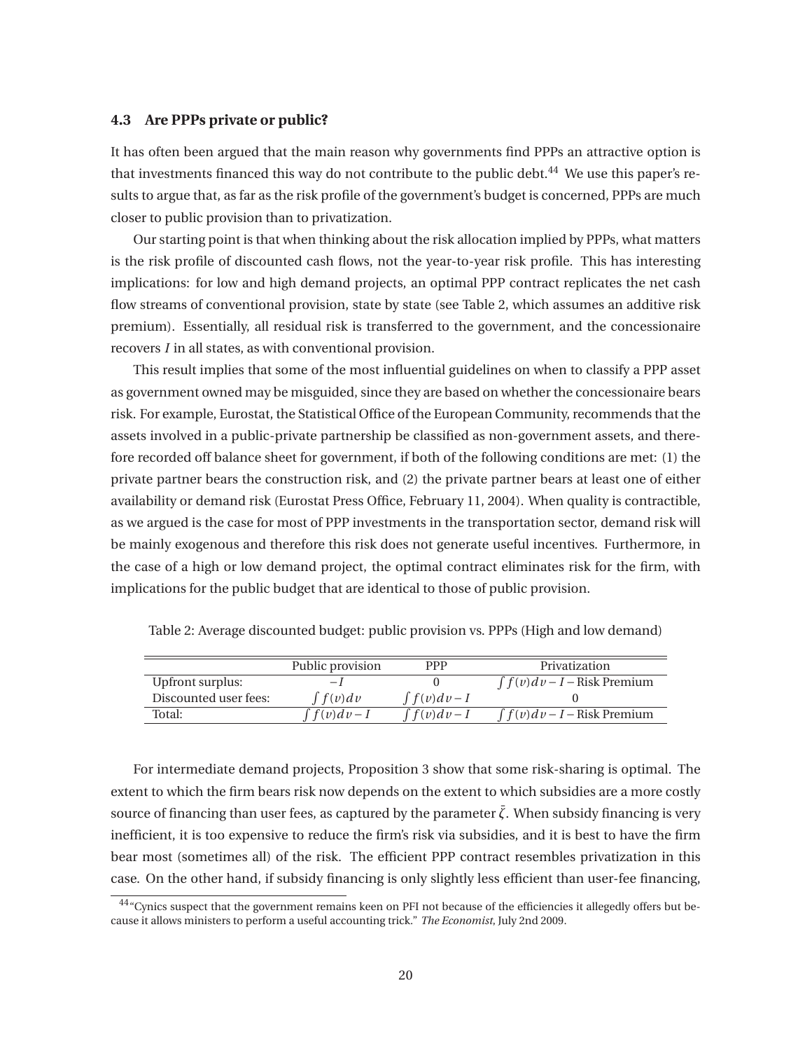### 4.3 Are PPPs private or public?

It has often been argued that the main reason why governments find PPPs an attractive option is that investments financed this way do not contribute to the public debt.[44] We use this paper's results to argue that, as far as the risk profile of the government's budget is concerned, PPPs are much closer to public provision than to privatization.

Our starting point is that when thinking about the risk allocation implied by PPPs, what matters is the risk profile of discounted cash flows, not the year-to-year risk profile. This has interesting implications: for low and high demand projects, an optimal PPP contract replicates the net cash flow streams of conventional provision, state by state (see Table 2, which assumes an additive risk premium). Essentially, all residual risk is transferred to the government, and the concessionaire recovers $I$ in all states, as with conventional provision.

This result implies that some of the most influential guidelines on when to classify a PPP asset as government owned may be misguided, since they are based on whether the concessionaire bears risk. For example, Eurostat, the Statistical Office of the European Community, recommends that the assets involved in a public-private partnership be classified as non-government assets, and therefore recorded off balance sheet for government, if both of the following conditions are met: (1) the private partner bears the construction risk, and (2) the private partner bears at least one of either availability or demand risk (Eurostat Press Office, February 11, 2004). When quality is contractible, as we argued is the case for most of PPP investments in the transportation sector, demand risk will be mainly exogenous and therefore this risk does not generate useful incentives. Furthermore, in the case of a high or low demand project, the optimal contract eliminates risk for the firm, with implications for the public budget that are identical to those of public provision.

Table 2: Average discounted budget: public provision vs. PPPs (High and low demand)

| | Public provision | PPP | Privatization |
|---|---|---|---|
| Upfront surplus: | $-I$ | 0 | $\int f(v)dv - I$ – Risk Premium |
| Discounted user fees: | $\int f(v)dv$ | $\int f(v)dv - I$ | 0 |
| Total: | $\int f(v)dv - I$ | $\int f(v)dv - I$ | $\int f(v)dv - I$ – Risk Premium |

For intermediate demand projects, Proposition 3 show that some risk-sharing is optimal. The extent to which the firm bears risk now depends on the extent to which subsidies are a more costly source of financing than user fees, as captured by the parameter $\bar{\zeta}$. When subsidy financing is very inefficient, it is too expensive to reduce the firm's risk via subsidies, and it is best to have the firm bear most (sometimes all) of the risk. The efficient PPP contract resembles privatization in this case. On the other hand, if subsidy financing is only slightly less efficient than user-fee financing,

[44] "Cynics suspect that the government remains keen on PFI not because of the efficiencies it allegedly offers but because it allows ministers to perform a useful accounting trick." *The Economist*, July 2nd 2009.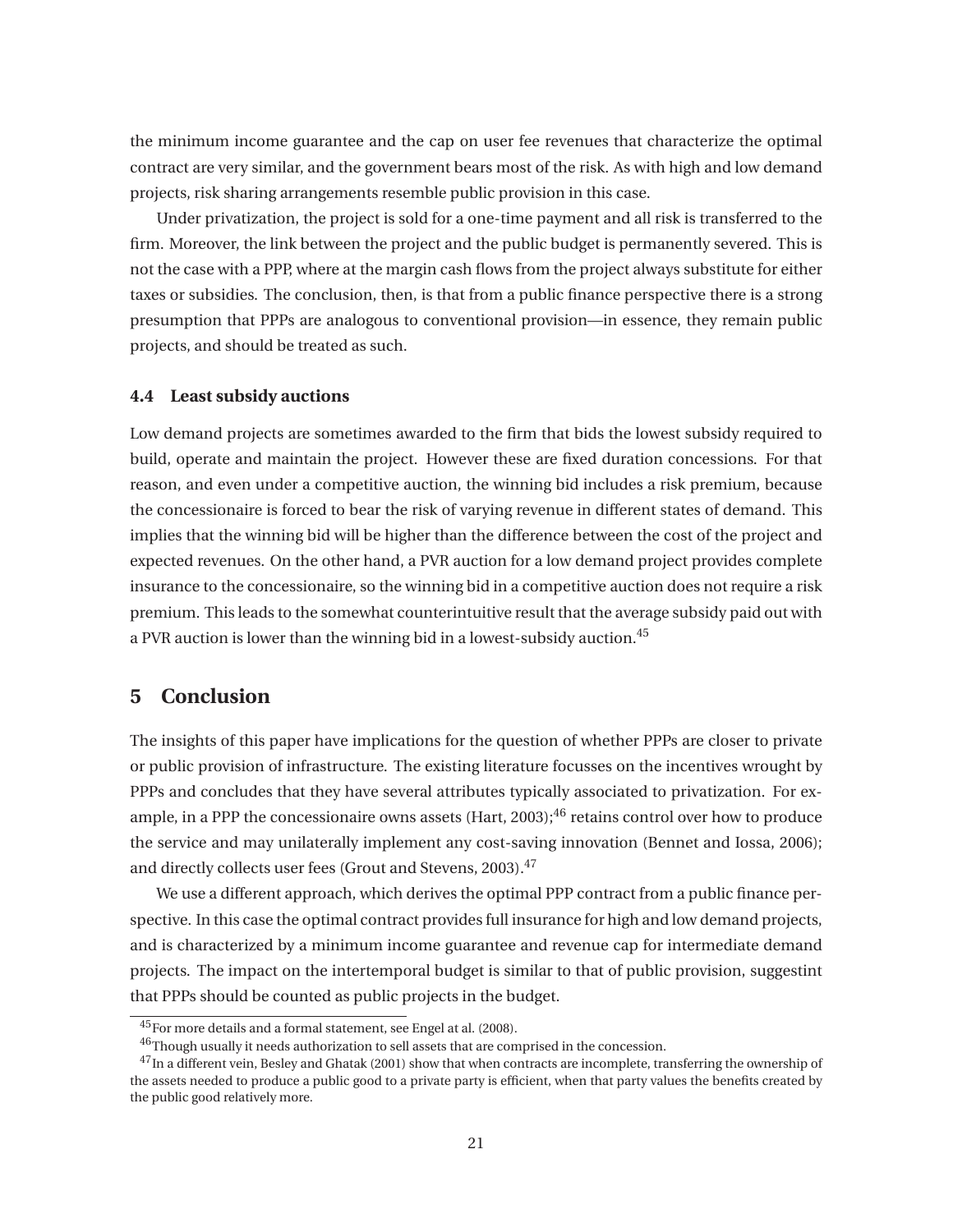the minimum income guarantee and the cap on user fee revenues that characterize the optimal contract are very similar, and the government bears most of the risk. As with high and low demand projects, risk sharing arrangements resemble public provision in this case.

Under privatization, the project is sold for a one-time payment and all risk is transferred to the firm. Moreover, the link between the project and the public budget is permanently severed. This is not the case with a PPP, where at the margin cash flows from the project always substitute for either taxes or subsidies. The conclusion, then, is that from a public finance perspective there is a strong presumption that PPPs are analogous to conventional provision—in essence, they remain public projects, and should be treated as such.

### 4.4 Least subsidy auctions

Low demand projects are sometimes awarded to the firm that bids the lowest subsidy required to build, operate and maintain the project. However these are fixed duration concessions. For that reason, and even under a competitive auction, the winning bid includes a risk premium, because the concessionaire is forced to bear the risk of varying revenue in different states of demand. This implies that the winning bid will be higher than the difference between the cost of the project and expected revenues. On the other hand, a PVR auction for a low demand project provides complete insurance to the concessionaire, so the winning bid in a competitive auction does not require a risk premium. This leads to the somewhat counterintuitive result that the average subsidy paid out with a PVR auction is lower than the winning bid in a lowest-subsidy auction.[45]

## 5 Conclusion

The insights of this paper have implications for the question of whether PPPs are closer to private or public provision of infrastructure. The existing literature focusses on the incentives wrought by PPPs and concludes that they have several attributes typically associated to privatization. For example, in a PPP the concessionaire owns assets (Hart, 2003);[46] retains control over how to produce the service and may unilaterally implement any cost-saving innovation (Bennet and Iossa, 2006); and directly collects user fees (Grout and Stevens, 2003).[47]

We use a different approach, which derives the optimal PPP contract from a public finance perspective. In this case the optimal contract provides full insurance for high and low demand projects, and is characterized by a minimum income guarantee and revenue cap for intermediate demand projects. The impact on the intertemporal budget is similar to that of public provision, suggestint that PPPs should be counted as public projects in the budget.

[45] For more details and a formal statement, see Engel at al. (2008).

[46] Though usually it needs authorization to sell assets that are comprised in the concession.

[47] In a different vein, Besley and Ghatak (2001) show that when contracts are incomplete, transferring the ownership of the assets needed to produce a public good to a private party is efficient, when that party values the benefits created by the public good relatively more.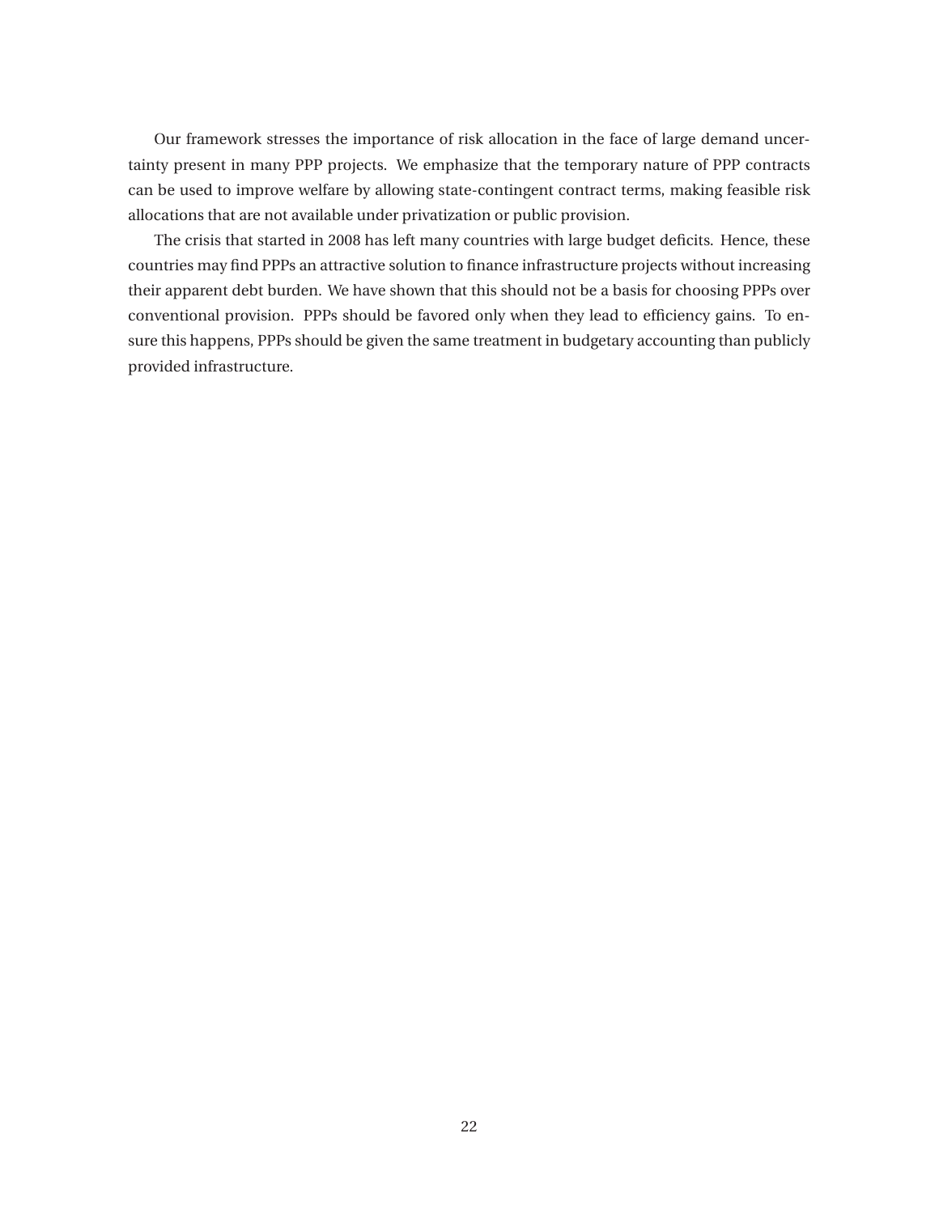Our framework stresses the importance of risk allocation in the face of large demand uncertainty present in many PPP projects. We emphasize that the temporary nature of PPP contracts can be used to improve welfare by allowing state-contingent contract terms, making feasible risk allocations that are not available under privatization or public provision.

The crisis that started in 2008 has left many countries with large budget deficits. Hence, these countries may find PPPs an attractive solution to finance infrastructure projects without increasing their apparent debt burden. We have shown that this should not be a basis for choosing PPPs over conventional provision. PPPs should be favored only when they lead to efficiency gains. To ensure this happens, PPPs should be given the same treatment in budgetary accounting than publicly provided infrastructure.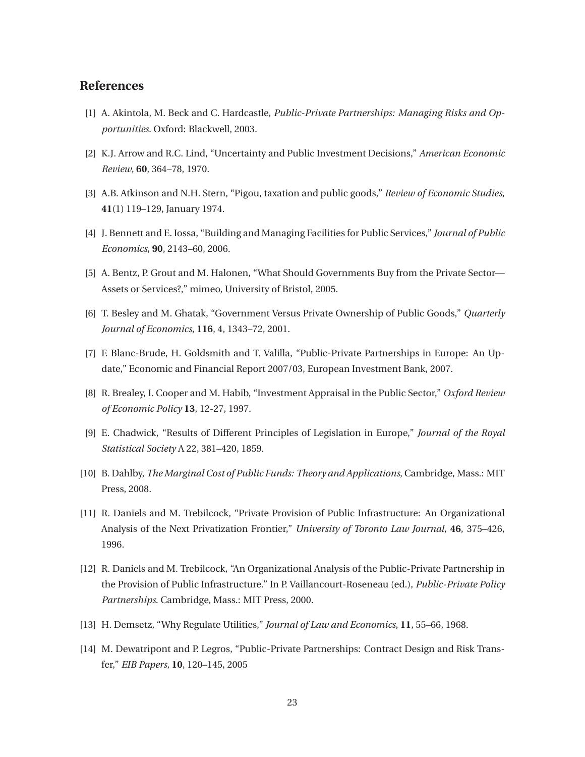## References

[1] A. Akintola, M. Beck and C. Hardcastle, *Public-Private Partnerships: Managing Risks and Opportunities*. Oxford: Blackwell, 2003.

[2] K.J. Arrow and R.C. Lind, "Uncertainty and Public Investment Decisions," *American Economic Review*, **60**, 364–78, 1970.

[3] A.B. Atkinson and N.H. Stern, "Pigou, taxation and public goods," *Review of Economic Studies*, **41**(1) 119–129, January 1974.

[4] J. Bennett and E. Iossa, "Building and Managing Facilities for Public Services," *Journal of Public Economics*, **90**, 2143–60, 2006.

[5] A. Bentz, P. Grout and M. Halonen, "What Should Governments Buy from the Private Sector—Assets or Services?," mimeo, University of Bristol, 2005.

[6] T. Besley and M. Ghatak, "Government Versus Private Ownership of Public Goods," *Quarterly Journal of Economics*, **116**, 4, 1343–72, 2001.

[7] F. Blanc-Brude, H. Goldsmith and T. Valilla, "Public-Private Partnerships in Europe: An Update," Economic and Financial Report 2007/03, European Investment Bank, 2007.

[8] R. Brealey, I. Cooper and M. Habib, "Investment Appraisal in the Public Sector," *Oxford Review of Economic Policy* **13**, 12-27, 1997.

[9] E. Chadwick, "Results of Different Principles of Legislation in Europe," *Journal of the Royal Statistical Society* A 22, 381–420, 1859.

[10] B. Dahlby, *The Marginal Cost of Public Funds: Theory and Applications*, Cambridge, Mass.: MIT Press, 2008.

[11] R. Daniels and M. Trebilcock, "Private Provision of Public Infrastructure: An Organizational Analysis of the Next Privatization Frontier," *University of Toronto Law Journal*, **46**, 375–426, 1996.

[12] R. Daniels and M. Trebilcock, "An Organizational Analysis of the Public-Private Partnership in the Provision of Public Infrastructure." In P. Vaillancourt-Roseneau (ed.), *Public-Private Policy Partnerships*. Cambridge, Mass.: MIT Press, 2000.

[13] H. Demsetz, "Why Regulate Utilities," *Journal of Law and Economics*, **11**, 55–66, 1968.

[14] M. Dewatripont and P. Legros, "Public-Private Partnerships: Contract Design and Risk Transfer," *EIB Papers*, **10**, 120–145, 2005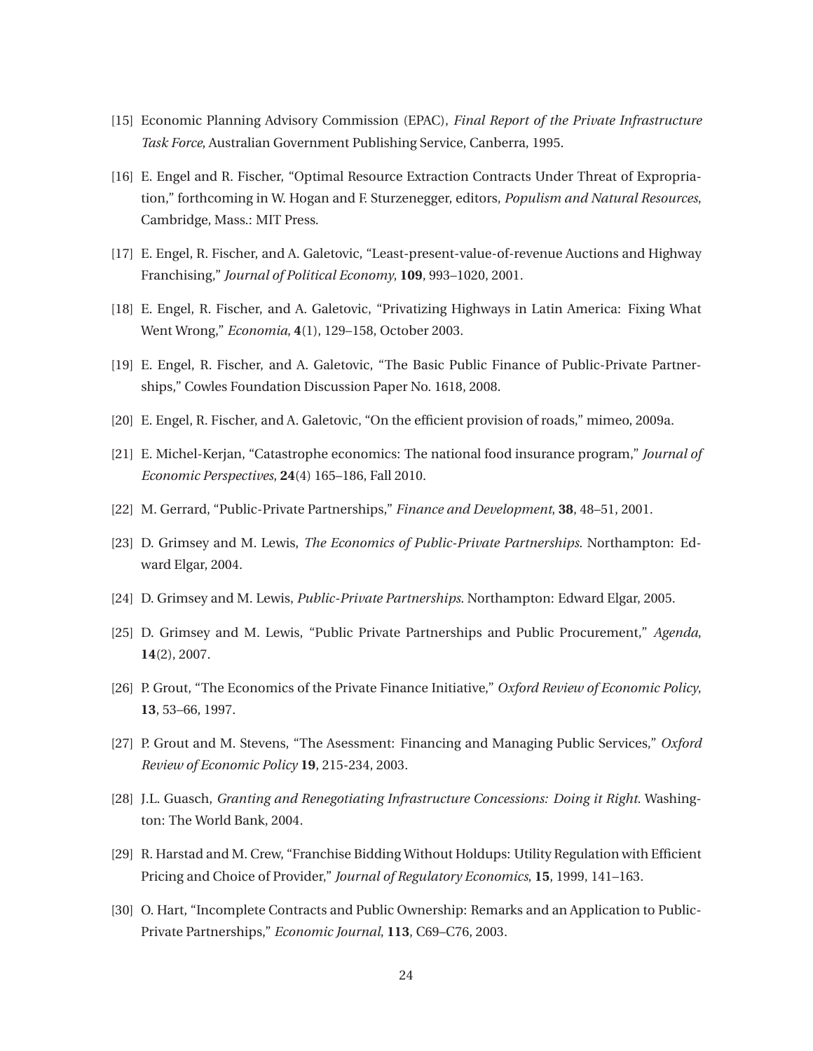[15] Economic Planning Advisory Commission (EPAC), *Final Report of the Private Infrastructure Task Force*, Australian Government Publishing Service, Canberra, 1995.

[16] E. Engel and R. Fischer, "Optimal Resource Extraction Contracts Under Threat of Expropriation," forthcoming in W. Hogan and F. Sturzenegger, editors, *Populism and Natural Resources*, Cambridge, Mass.: MIT Press.

[17] E. Engel, R. Fischer, and A. Galetovic, "Least-present-value-of-revenue Auctions and Highway Franchising," *Journal of Political Economy*, **109**, 993–1020, 2001.

[18] E. Engel, R. Fischer, and A. Galetovic, "Privatizing Highways in Latin America: Fixing What Went Wrong," *Economia*, **4**(1), 129–158, October 2003.

[19] E. Engel, R. Fischer, and A. Galetovic, "The Basic Public Finance of Public-Private Partnerships," Cowles Foundation Discussion Paper No. 1618, 2008.

[20] E. Engel, R. Fischer, and A. Galetovic, "On the efficient provision of roads," mimeo, 2009a.

[21] E. Michel-Kerjan, "Catastrophe economics: The national food insurance program," *Journal of Economic Perspectives*, **24**(4) 165–186, Fall 2010.

[22] M. Gerrard, "Public-Private Partnerships," *Finance and Development*, **38**, 48–51, 2001.

[23] D. Grimsey and M. Lewis, *The Economics of Public-Private Partnerships*. Northampton: Edward Elgar, 2004.

[24] D. Grimsey and M. Lewis, *Public-Private Partnerships*. Northampton: Edward Elgar, 2005.

[25] D. Grimsey and M. Lewis, "Public Private Partnerships and Public Procurement," *Agenda*, **14**(2), 2007.

[26] P. Grout, "The Economics of the Private Finance Initiative," *Oxford Review of Economic Policy*, **13**, 53–66, 1997.

[27] P. Grout and M. Stevens, "The Asessment: Financing and Managing Public Services," *Oxford Review of Economic Policy* **19**, 215-234, 2003.

[28] J.L. Guasch, *Granting and Renegotiating Infrastructure Concessions: Doing it Right*. Washington: The World Bank, 2004.

[29] R. Harstad and M. Crew, "Franchise Bidding Without Holdups: Utility Regulation with Efficient Pricing and Choice of Provider," *Journal of Regulatory Economics*, **15**, 1999, 141–163.

[30] O. Hart, "Incomplete Contracts and Public Ownership: Remarks and an Application to Public-Private Partnerships," *Economic Journal*, **113**, C69–C76, 2003.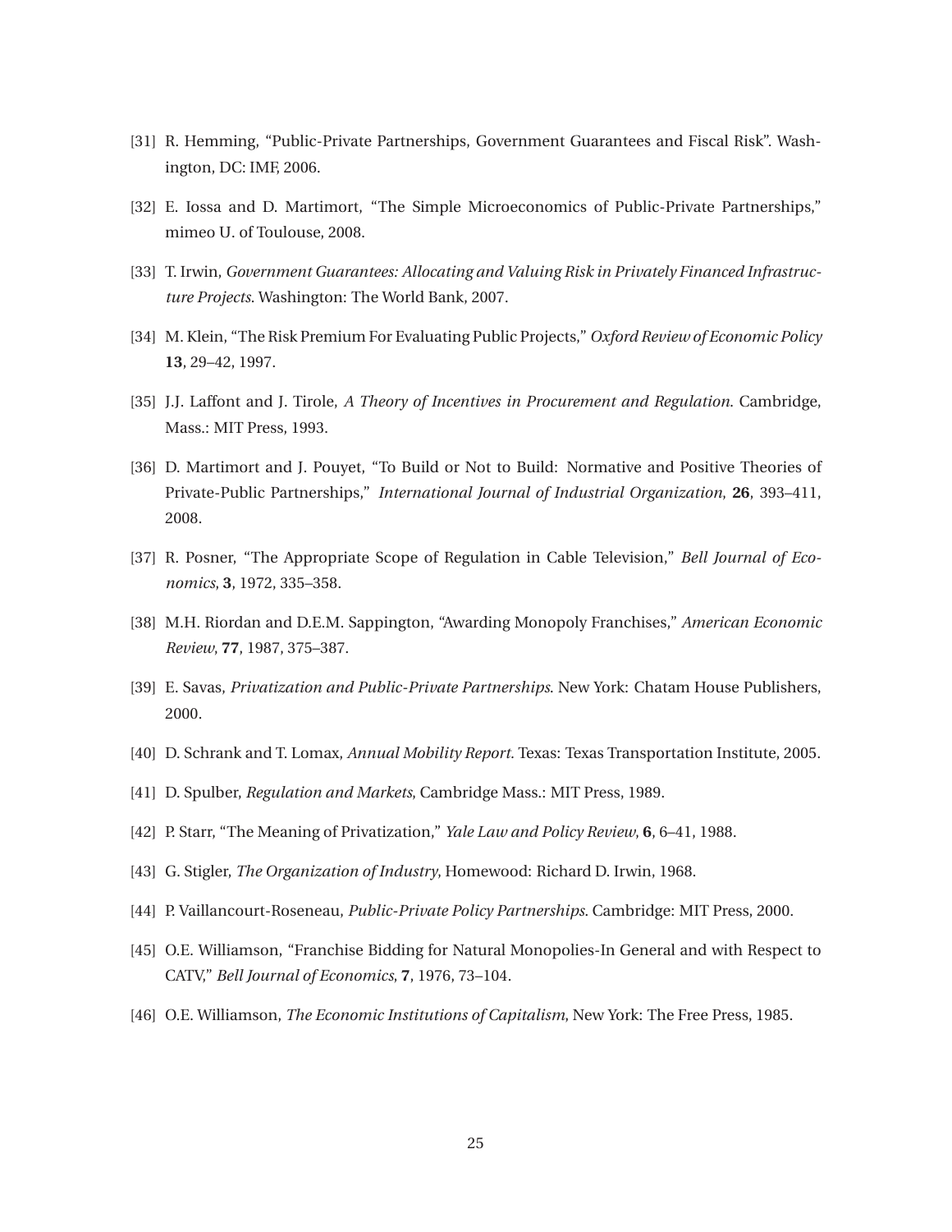[31] R. Hemming, "Public-Private Partnerships, Government Guarantees and Fiscal Risk". Washington, DC: IMF, 2006.

[32] E. Iossa and D. Martimort, "The Simple Microeconomics of Public-Private Partnerships," mimeo U. of Toulouse, 2008.

[33] T. Irwin, *Government Guarantees: Allocating and Valuing Risk in Privately Financed Infrastructure Projects*. Washington: The World Bank, 2007.

[34] M. Klein, "The Risk Premium For Evaluating Public Projects," *Oxford Review of Economic Policy* **13**, 29–42, 1997.

[35] J.J. Laffont and J. Tirole, *A Theory of Incentives in Procurement and Regulation*. Cambridge, Mass.: MIT Press, 1993.

[36] D. Martimort and J. Pouyet, "To Build or Not to Build: Normative and Positive Theories of Private-Public Partnerships," *International Journal of Industrial Organization*, **26**, 393–411, 2008.

[37] R. Posner, "The Appropriate Scope of Regulation in Cable Television," *Bell Journal of Economics*, **3**, 1972, 335–358.

[38] M.H. Riordan and D.E.M. Sappington, "Awarding Monopoly Franchises," *American Economic Review*, **77**, 1987, 375–387.

[39] E. Savas, *Privatization and Public-Private Partnerships*. New York: Chatam House Publishers, 2000.

[40] D. Schrank and T. Lomax, *Annual Mobility Report*. Texas: Texas Transportation Institute, 2005.

[41] D. Spulber, *Regulation and Markets*, Cambridge Mass.: MIT Press, 1989.

[42] P. Starr, "The Meaning of Privatization," *Yale Law and Policy Review*, **6**, 6–41, 1988.

[43] G. Stigler, *The Organization of Industry*, Homewood: Richard D. Irwin, 1968.

[44] P. Vaillancourt-Roseneau, *Public-Private Policy Partnerships*. Cambridge: MIT Press, 2000.

[45] O.E. Williamson, "Franchise Bidding for Natural Monopolies-In General and with Respect to CATV," *Bell Journal of Economics*, **7**, 1976, 73–104.

[46] O.E. Williamson, *The Economic Institutions of Capitalism*, New York: The Free Press, 1985.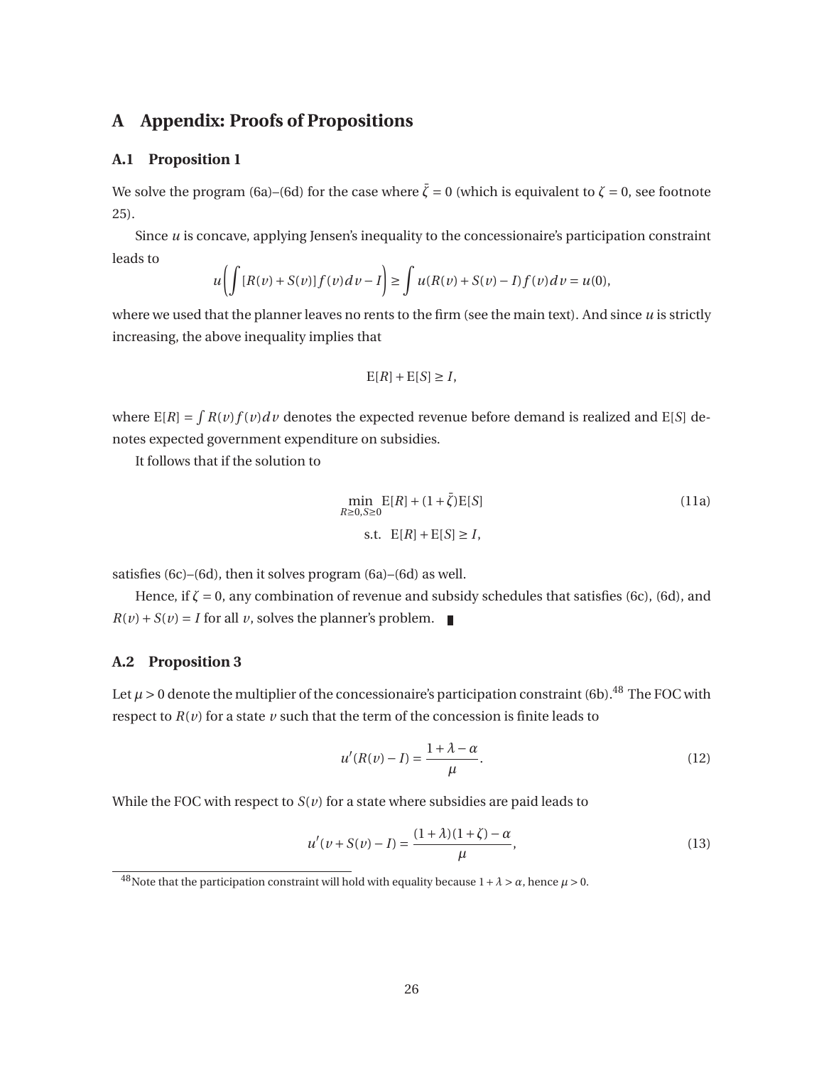# A Appendix: Proofs of Propositions

## A.1 Proposition 1

We solve the program (6a)–(6d) for the case where $\bar{\zeta} = 0$ (which is equivalent to $\zeta = 0$, see footnote 25).

Since $u$ is concave, applying Jensen's inequality to the concessionaire's participation constraint leads to

$$u\left(\int [R(v) + S(v)] f(v) dv - I\right) \geq \int u(R(v) + S(v) - I) f(v) dv = u(0),$$

where we used that the planner leaves no rents to the firm (see the main text). And since $u$ is strictly increasing, the above inequality implies that

$$\mathrm{E}[R] + \mathrm{E}[S] \geq I,$$

where $\mathrm{E}[R] = \int R(v) f(v) dv$ denotes the expected revenue before demand is realized and $\mathrm{E}[S]$ denotes expected government expenditure on subsidies.

It follows that if the solution to

$$\min_{R \geq 0, S \geq 0} \mathrm{E}[R] + (1 + \bar{\zeta})\mathrm{E}[S] \tag{11a}$$
$$\text{s.t.} \quad \mathrm{E}[R] + \mathrm{E}[S] \geq I,$$

satisfies (6c)–(6d), then it solves program (6a)–(6d) as well.

Hence, if $\zeta = 0$, any combination of revenue and subsidy schedules that satisfies (6c), (6d), and $R(v) + S(v) = I$ for all $v$, solves the planner's problem. ■

## A.2 Proposition 3

Let $\mu > 0$ denote the multiplier of the concessionaire's participation constraint (6b).[48] The FOC with respect to $R(v)$ for a state $v$ such that the term of the concession is finite leads to

$$u'(R(v) - I) = \frac{1 + \lambda - \alpha}{\mu}. \tag{12}$$

While the FOC with respect to $S(v)$ for a state where subsidies are paid leads to

$$u'(v + S(v) - I) = \frac{(1 + \lambda)(1 + \zeta) - \alpha}{\mu}, \tag{13}$$

[48] Note that the participation constraint will hold with equality because $1 + \lambda > \alpha$, hence $\mu > 0$.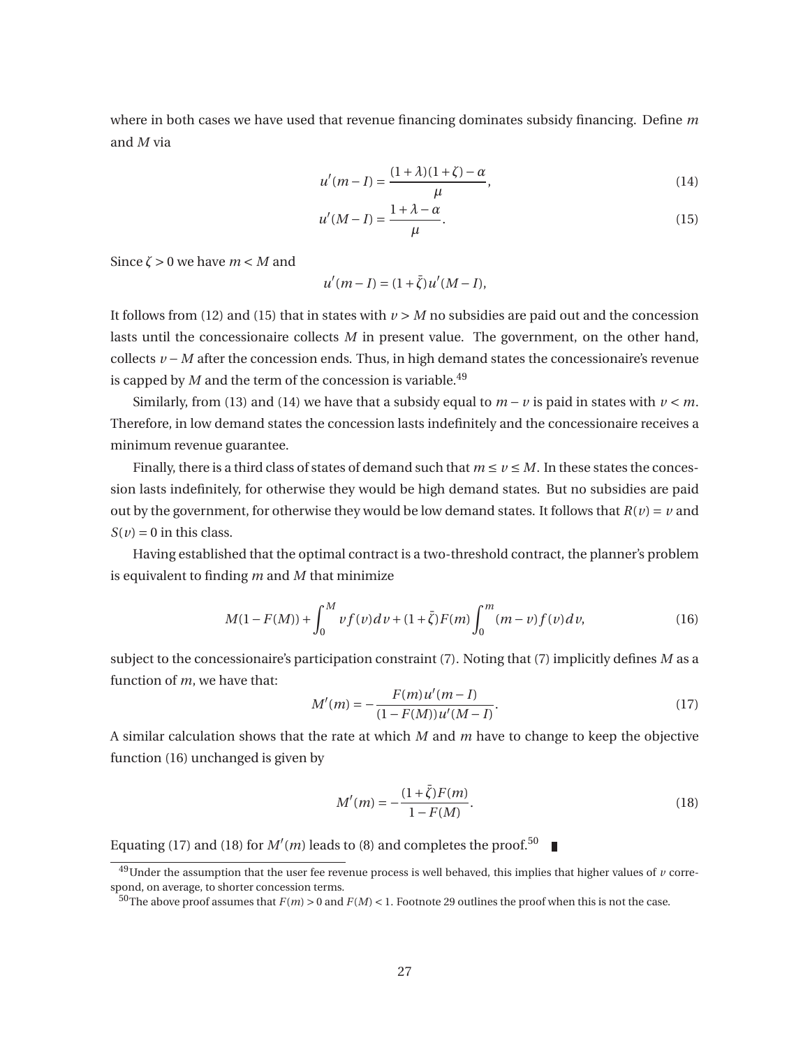where in both cases we have used that revenue financing dominates subsidy financing. Define $m$ and $M$ via

$$u'(m-I) = \frac{(1+\lambda)(1+\zeta)-\alpha}{\mu}, \tag{14}$$

$$u'(M-I) = \frac{1+\lambda-\alpha}{\mu}. \tag{15}$$

Since $\zeta > 0$ we have $m < M$ and

$$u'(m-I) = (1+\bar{\zeta})u'(M-I),$$

It follows from (12) and (15) that in states with $v > M$ no subsidies are paid out and the concession lasts until the concessionaire collects $M$ in present value. The government, on the other hand, collects $v - M$ after the concession ends. Thus, in high demand states the concessionaire's revenue is capped by $M$ and the term of the concession is variable.[49]

Similarly, from (13) and (14) we have that a subsidy equal to $m - v$ is paid in states with $v < m$. Therefore, in low demand states the concession lasts indefinitely and the concessionaire receives a minimum revenue guarantee.

Finally, there is a third class of states of demand such that $m \leq v \leq M$. In these states the concession lasts indefinitely, for otherwise they would be high demand states. But no subsidies are paid out by the government, for otherwise they would be low demand states. It follows that $R(v) = v$ and $S(v) = 0$ in this class.

Having established that the optimal contract is a two-threshold contract, the planner's problem is equivalent to finding $m$ and $M$ that minimize

$$M(1-F(M)) + \int_0^M v f(v)\,dv + (1+\bar{\zeta})F(m)\int_0^m (m-v)f(v)\,dv, \tag{16}$$

subject to the concessionaire's participation constraint (7). Noting that (7) implicitly defines $M$ as a function of $m$, we have that:

$$M'(m) = -\frac{F(m)u'(m-I)}{(1-F(M))u'(M-I)}. \tag{17}$$

A similar calculation shows that the rate at which $M$ and $m$ have to change to keep the objective function (16) unchanged is given by

$$M'(m) = -\frac{(1+\bar{\zeta})F(m)}{1-F(M)}. \tag{18}$$

Equating (17) and (18) for $M'(m)$ leads to (8) and completes the proof.[50] ∎

[49] Under the assumption that the user fee revenue process is well behaved, this implies that higher values of $v$ correspond, on average, to shorter concession terms.

[50] The above proof assumes that $F(m) > 0$ and $F(M) < 1$. Footnote 29 outlines the proof when this is not the case.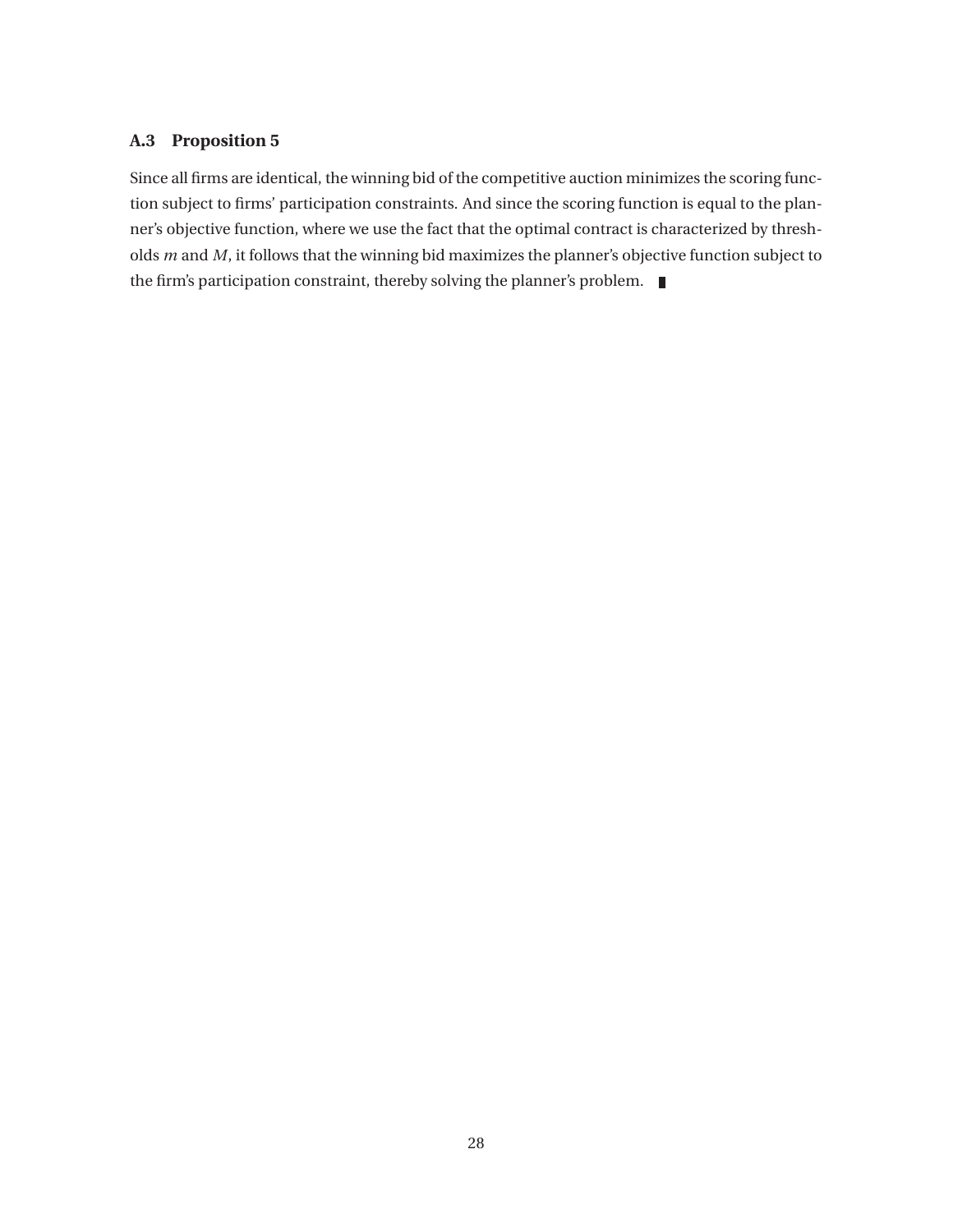### A.3 Proposition 5

Since all firms are identical, the winning bid of the competitive auction minimizes the scoring function subject to firms' participation constraints. And since the scoring function is equal to the planner's objective function, where we use the fact that the optimal contract is characterized by thresholds $m$ and $M$, it follows that the winning bid maximizes the planner's objective function subject to the firm's participation constraint, thereby solving the planner's problem. ∎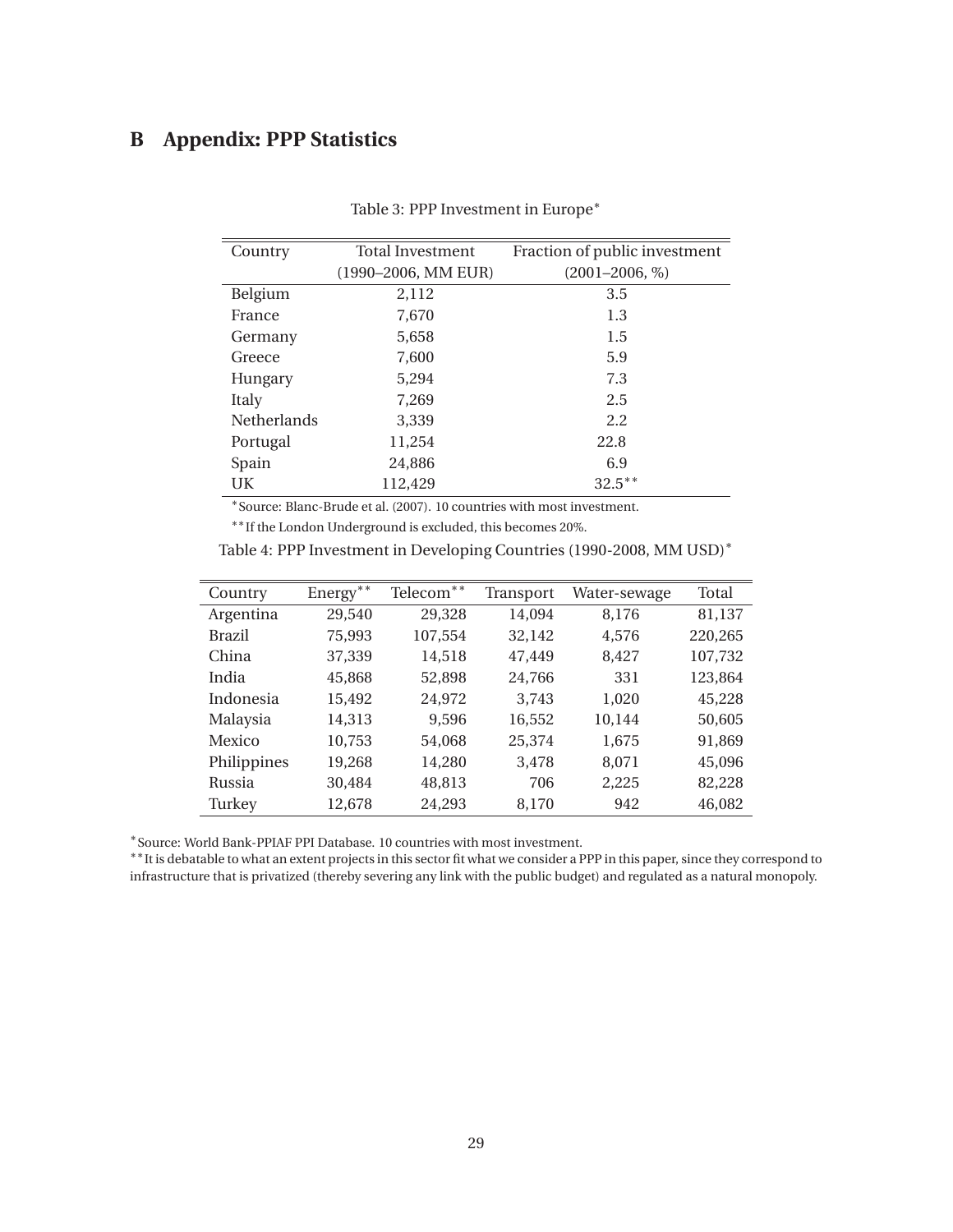# B Appendix: PPP Statistics

Table 3: PPP Investment in Europe*

| Country | Total Investment (1990–2006, MM EUR) | Fraction of public investment (2001–2006, %) |
|---|---|---|
| Belgium | 2,112 | 3.5 |
| France | 7,670 | 1.3 |
| Germany | 5,658 | 1.5 |
| Greece | 7,600 | 5.9 |
| Hungary | 5,294 | 7.3 |
| Italy | 7,269 | 2.5 |
| Netherlands | 3,339 | 2.2 |
| Portugal | 11,254 | 22.8 |
| Spain | 24,886 | 6.9 |
| UK | 112,429 | 32.5** |

*Source: Blanc-Brude et al. (2007). 10 countries with most investment.

**If the London Underground is excluded, this becomes 20%.

Table 4: PPP Investment in Developing Countries (1990-2008, MM USD)*

| Country | Energy** | Telecom** | Transport | Water-sewage | Total |
|---|---|---|---|---|---|
| Argentina | 29,540 | 29,328 | 14,094 | 8,176 | 81,137 |
| Brazil | 75,993 | 107,554 | 32,142 | 4,576 | 220,265 |
| China | 37,339 | 14,518 | 47,449 | 8,427 | 107,732 |
| India | 45,868 | 52,898 | 24,766 | 331 | 123,864 |
| Indonesia | 15,492 | 24,972 | 3,743 | 1,020 | 45,228 |
| Malaysia | 14,313 | 9,596 | 16,552 | 10,144 | 50,605 |
| Mexico | 10,753 | 54,068 | 25,374 | 1,675 | 91,869 |
| Philippines | 19,268 | 14,280 | 3,478 | 8,071 | 45,096 |
| Russia | 30,484 | 48,813 | 706 | 2,225 | 82,228 |
| Turkey | 12,678 | 24,293 | 8,170 | 942 | 46,082 |

*Source: World Bank-PPIAF PPI Database. 10 countries with most investment.

**It is debatable to what an extent projects in this sector fit what we consider a PPP in this paper, since they correspond to infrastructure that is privatized (thereby severing any link with the public budget) and regulated as a natural monopoly.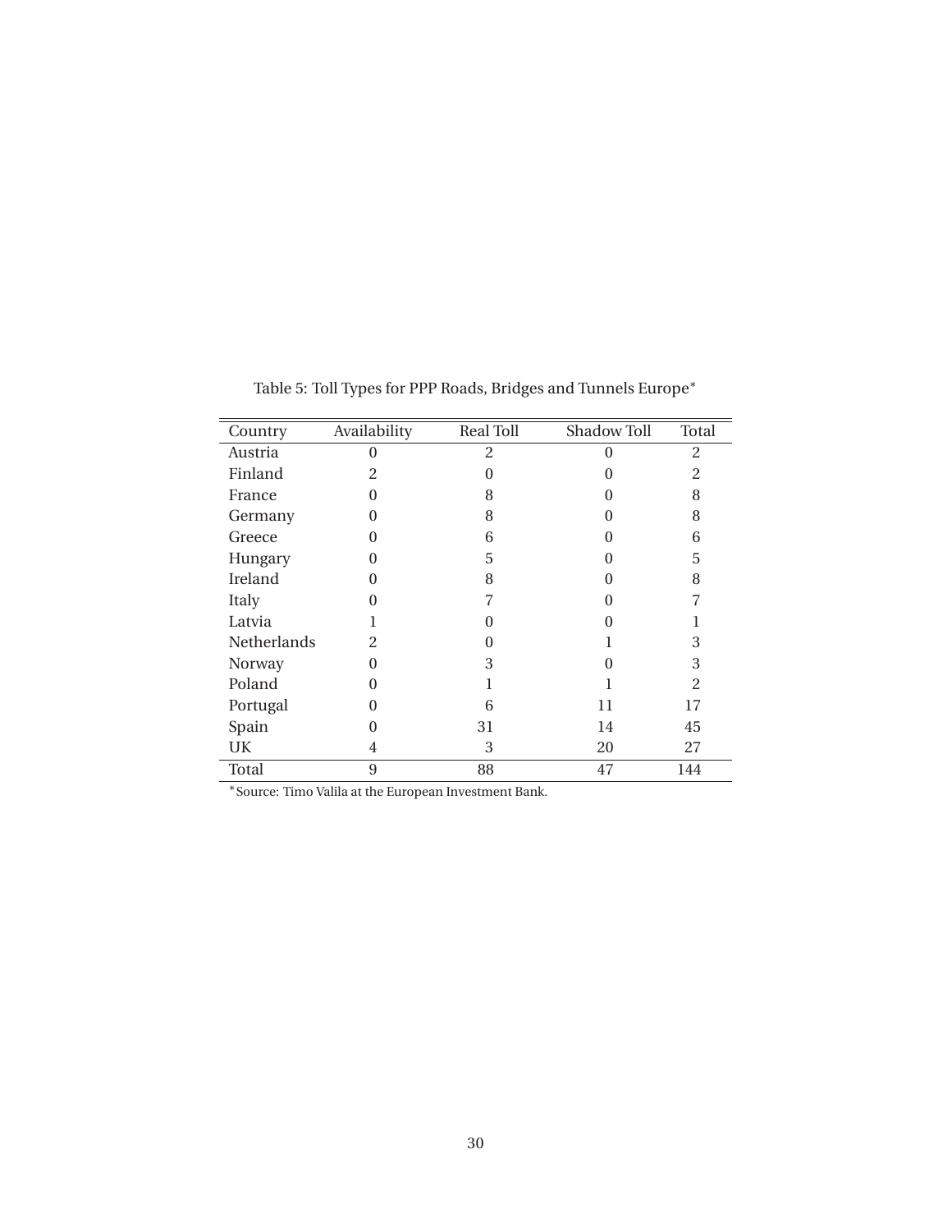Table 5: Toll Types for PPP Roads, Bridges and Tunnels Europe*

| Country | Availability | Real Toll | Shadow Toll | Total |
|---|---|---|---|---|
| Austria | 0 | 2 | 0 | 2 |
| Finland | 2 | 0 | 0 | 2 |
| France | 0 | 8 | 0 | 8 |
| Germany | 0 | 8 | 0 | 8 |
| Greece | 0 | 6 | 0 | 6 |
| Hungary | 0 | 5 | 0 | 5 |
| Ireland | 0 | 8 | 0 | 8 |
| Italy | 0 | 7 | 0 | 7 |
| Latvia | 1 | 0 | 0 | 1 |
| Netherlands | 2 | 0 | 1 | 3 |
| Norway | 0 | 3 | 0 | 3 |
| Poland | 0 | 1 | 1 | 2 |
| Portugal | 0 | 6 | 11 | 17 |
| Spain | 0 | 31 | 14 | 45 |
| UK | 4 | 3 | 20 | 27 |
| Total | 9 | 88 | 47 | 144 |

*Source: Timo Valila at the European Investment Bank.